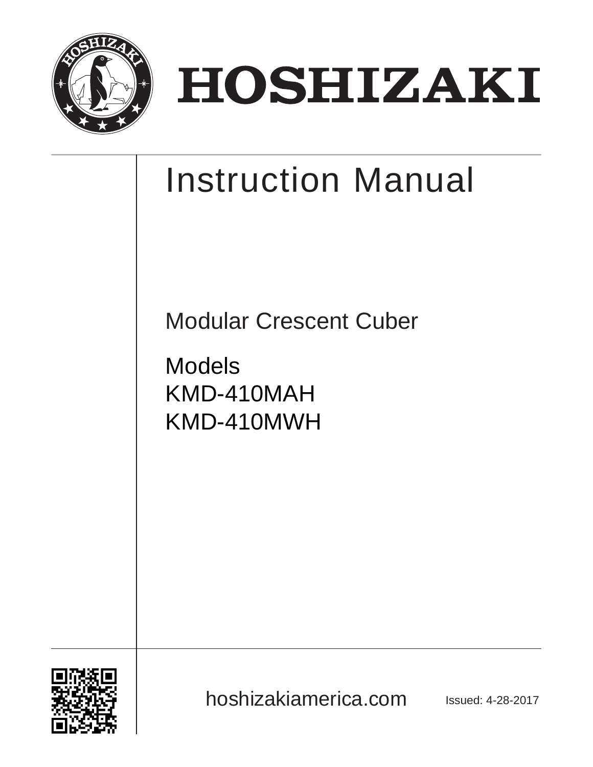# HOSHIZAKI

# Instruction Manual

Modular Crescent Cuber

Models
KMD-410MAH
KMD-410MWH

hoshizakiamerica.com

Issued: 4-28-2017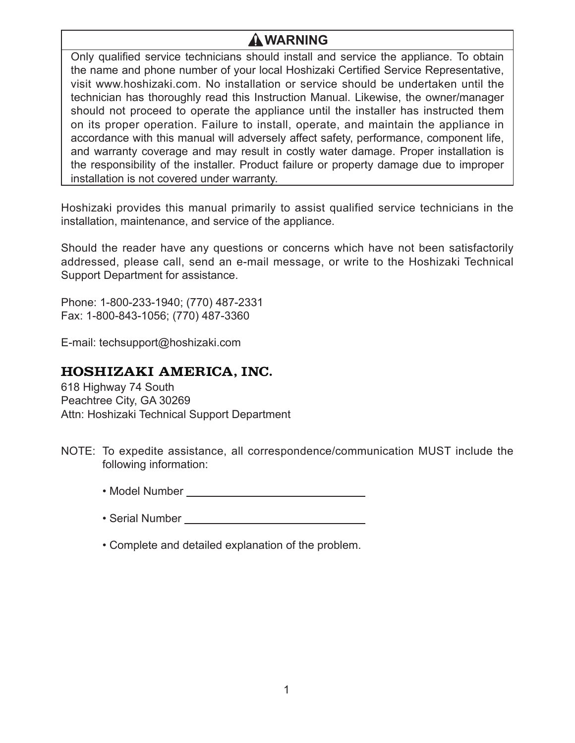## ⚠ WARNING

Only qualified service technicians should install and service the appliance. To obtain the name and phone number of your local Hoshizaki Certified Service Representative, visit www.hoshizaki.com. No installation or service should be undertaken until the technician has thoroughly read this Instruction Manual. Likewise, the owner/manager should not proceed to operate the appliance until the installer has instructed them on its proper operation. Failure to install, operate, and maintain the appliance in accordance with this manual will adversely affect safety, performance, component life, and warranty coverage and may result in costly water damage. Proper installation is the responsibility of the installer. Product failure or property damage due to improper installation is not covered under warranty.

Hoshizaki provides this manual primarily to assist qualified service technicians in the installation, maintenance, and service of the appliance.

Should the reader have any questions or concerns which have not been satisfactorily addressed, please call, send an e-mail message, or write to the Hoshizaki Technical Support Department for assistance.

Phone: 1-800-233-1940; (770) 487-2331
Fax: 1-800-843-1056; (770) 487-3360

E-mail: techsupport@hoshizaki.com

## HOSHIZAKI AMERICA, INC.

618 Highway 74 South
Peachtree City, GA 30269
Attn: Hoshizaki Technical Support Department

NOTE: To expedite assistance, all correspondence/communication MUST include the following information:

- Model Number ______________________________
- Serial Number ______________________________
- Complete and detailed explanation of the problem.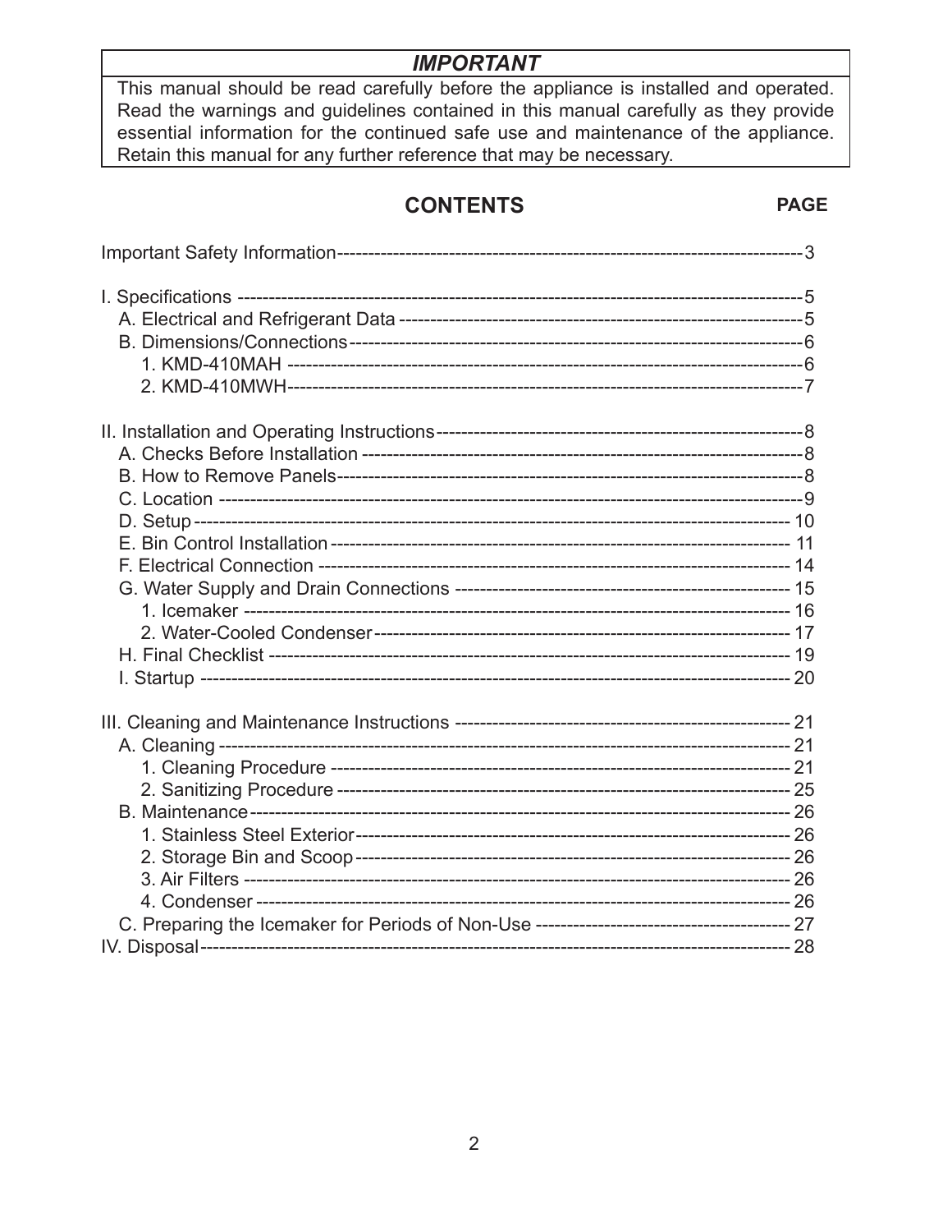## *IMPORTANT*

This manual should be read carefully before the appliance is installed and operated. Read the warnings and guidelines contained in this manual carefully as they provide essential information for the continued safe use and maintenance of the appliance. Retain this manual for any further reference that may be necessary.

## CONTENTS

**PAGE**

Important Safety Information---------------------------------------------------------------------------3

I. Specifications ---------------------------------------------------------------------------------------5
  A. Electrical and Refrigerant Data ------------------------------------------------------------------5
  B. Dimensions/Connections-------------------------------------------------------------------------6
    1. KMD-410MAH -----------------------------------------------------------------------------6
    2. KMD-410MWH-----------------------------------------------------------------------------7

II. Installation and Operating Instructions-------------------------------------------------------8
  A. Checks Before Installation -----------------------------------------------------------------------8
  B. How to Remove Panels---------------------------------------------------------------------------8
  C. Location --------------------------------------------------------------------------------------------9
  D. Setup ---------------------------------------------------------------------------------------------- 10
  E. Bin Control Installation ------------------------------------------------------------------------- 11
  F. Electrical Connection --------------------------------------------------------------------------- 14
  G. Water Supply and Drain Connections ------------------------------------------------------ 15
    1. Icemaker ----------------------------------------------------------------------------------- 16
    2. Water-Cooled Condenser ----------------------------------------------------------------- 17
  H. Final Checklist ---------------------------------------------------------------------------------- 19
  I. Startup -------------------------------------------------------------------------------------------- 20

III. Cleaning and Maintenance Instructions ------------------------------------------------------ 21
  A. Cleaning ------------------------------------------------------------------------------------------ 21
    1. Cleaning Procedure ----------------------------------------------------------------------- 21
    2. Sanitizing Procedure --------------------------------------------------------------------- 25
  B. Maintenance ------------------------------------------------------------------------------------- 26
    1. Stainless Steel Exterior------------------------------------------------------------------- 26
    2. Storage Bin and Scoop------------------------------------------------------------------- 26
    3. Air Filters ---------------------------------------------------------------------------------- 26
    4. Condenser --------------------------------------------------------------------------------- 26
  C. Preparing the Icemaker for Periods of Non-Use ------------------------------------------ 27
IV. Disposal------------------------------------------------------------------------------------------- 28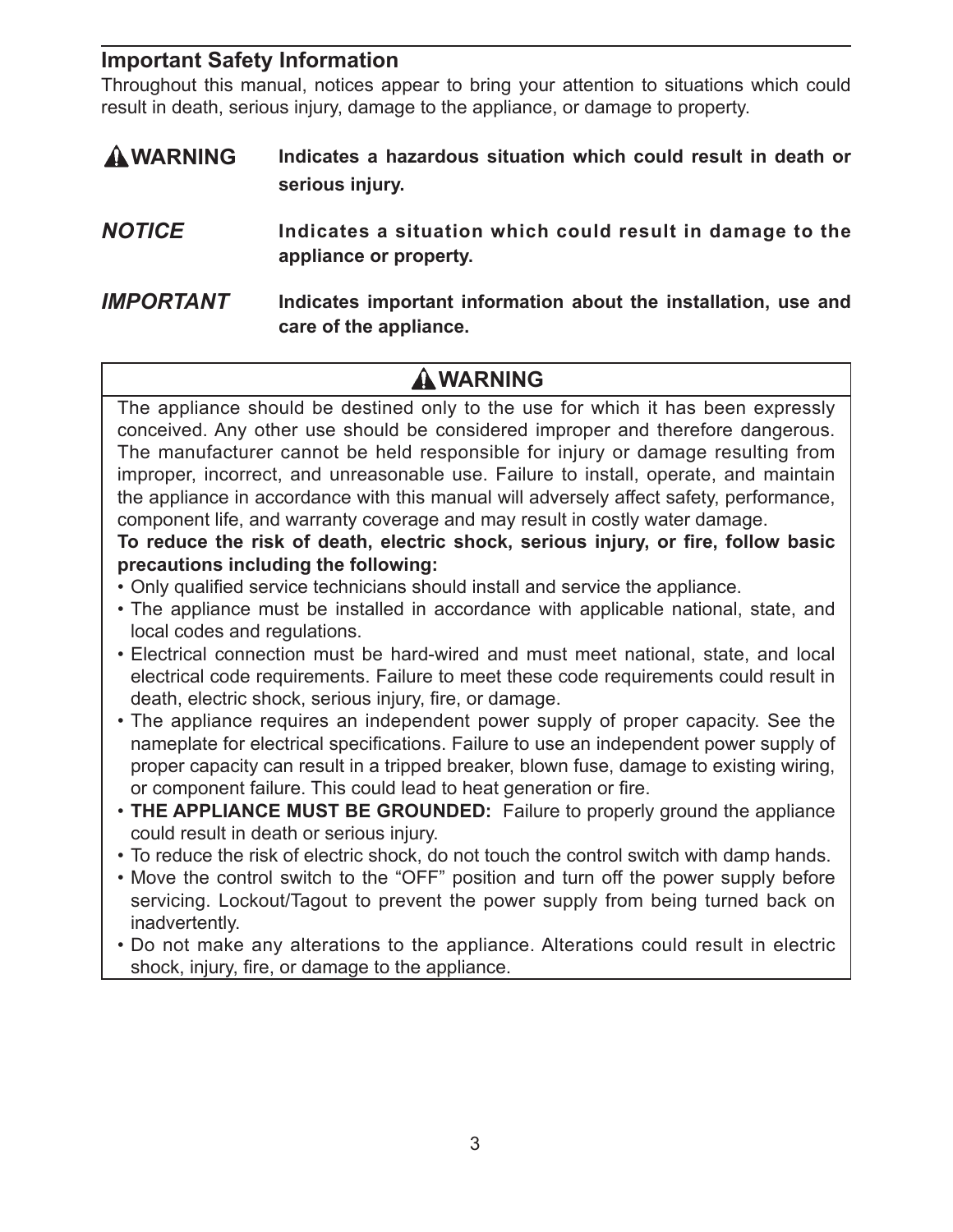## Important Safety Information

Throughout this manual, notices appear to bring your attention to situations which could result in death, serious injury, damage to the appliance, or damage to property.

**⚠WARNING** **Indicates a hazardous situation which could result in death or serious injury.**

***NOTICE*** **Indicates a situation which could result in damage to the appliance or property.**

***IMPORTANT*** **Indicates important information about the installation, use and care of the appliance.**

### ⚠WARNING

The appliance should be destined only to the use for which it has been expressly conceived. Any other use should be considered improper and therefore dangerous. The manufacturer cannot be held responsible for injury or damage resulting from improper, incorrect, and unreasonable use. Failure to install, operate, and maintain the appliance in accordance with this manual will adversely affect safety, performance, component life, and warranty coverage and may result in costly water damage.

**To reduce the risk of death, electric shock, serious injury, or fire, follow basic precautions including the following:**

- Only qualified service technicians should install and service the appliance.
- The appliance must be installed in accordance with applicable national, state, and local codes and regulations.
- Electrical connection must be hard-wired and must meet national, state, and local electrical code requirements. Failure to meet these code requirements could result in death, electric shock, serious injury, fire, or damage.
- The appliance requires an independent power supply of proper capacity. See the nameplate for electrical specifications. Failure to use an independent power supply of proper capacity can result in a tripped breaker, blown fuse, damage to existing wiring, or component failure. This could lead to heat generation or fire.
- **THE APPLIANCE MUST BE GROUNDED:** Failure to properly ground the appliance could result in death or serious injury.
- To reduce the risk of electric shock, do not touch the control switch with damp hands.
- Move the control switch to the "OFF" position and turn off the power supply before servicing. Lockout/Tagout to prevent the power supply from being turned back on inadvertently.
- Do not make any alterations to the appliance. Alterations could result in electric shock, injury, fire, or damage to the appliance.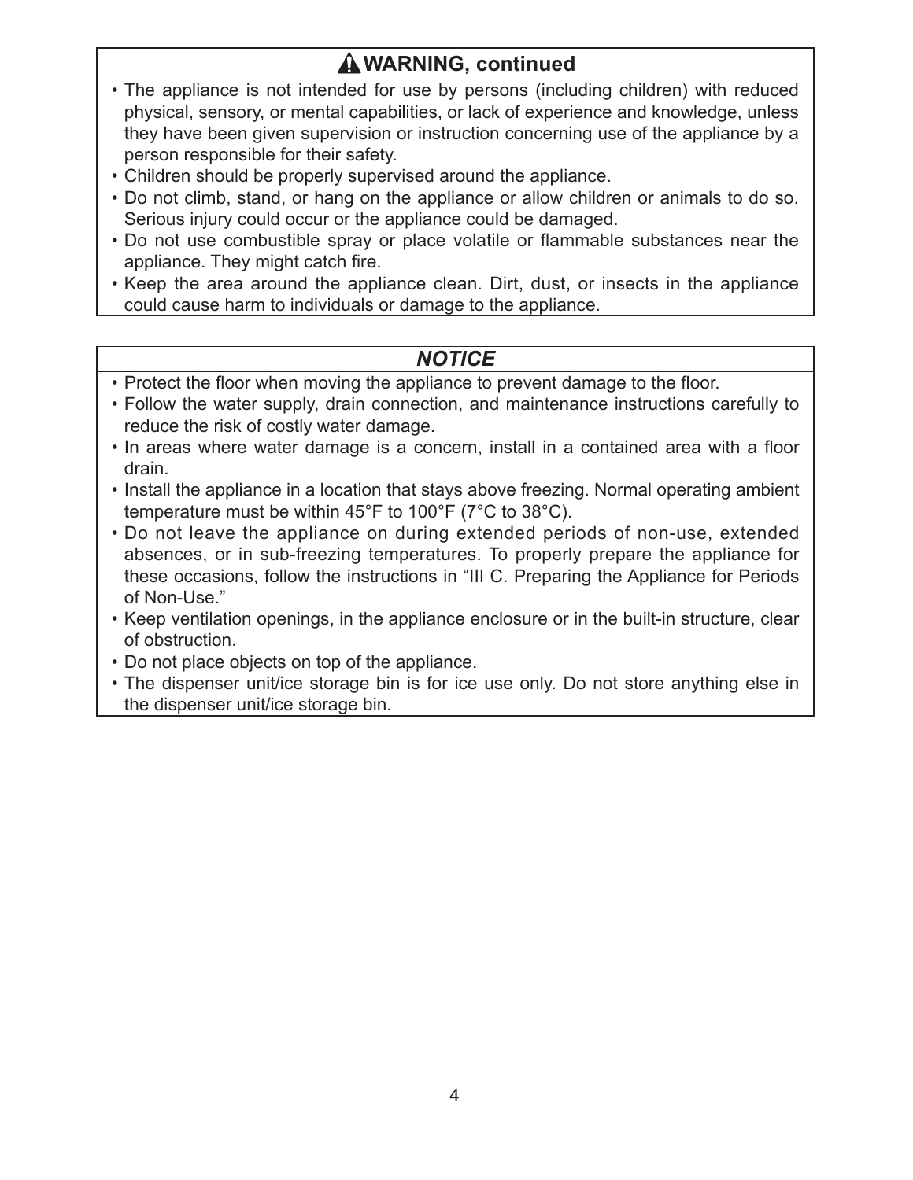## ⚠ WARNING, continued

- The appliance is not intended for use by persons (including children) with reduced physical, sensory, or mental capabilities, or lack of experience and knowledge, unless they have been given supervision or instruction concerning use of the appliance by a person responsible for their safety.
- Children should be properly supervised around the appliance.
- Do not climb, stand, or hang on the appliance or allow children or animals to do so. Serious injury could occur or the appliance could be damaged.
- Do not use combustible spray or place volatile or flammable substances near the appliance. They might catch fire.
- Keep the area around the appliance clean. Dirt, dust, or insects in the appliance could cause harm to individuals or damage to the appliance.

## *NOTICE*

- Protect the floor when moving the appliance to prevent damage to the floor.
- Follow the water supply, drain connection, and maintenance instructions carefully to reduce the risk of costly water damage.
- In areas where water damage is a concern, install in a contained area with a floor drain.
- Install the appliance in a location that stays above freezing. Normal operating ambient temperature must be within 45°F to 100°F (7°C to 38°C).
- Do not leave the appliance on during extended periods of non-use, extended absences, or in sub-freezing temperatures. To properly prepare the appliance for these occasions, follow the instructions in "III C. Preparing the Appliance for Periods of Non-Use."
- Keep ventilation openings, in the appliance enclosure or in the built-in structure, clear of obstruction.
- Do not place objects on top of the appliance.
- The dispenser unit/ice storage bin is for ice use only. Do not store anything else in the dispenser unit/ice storage bin.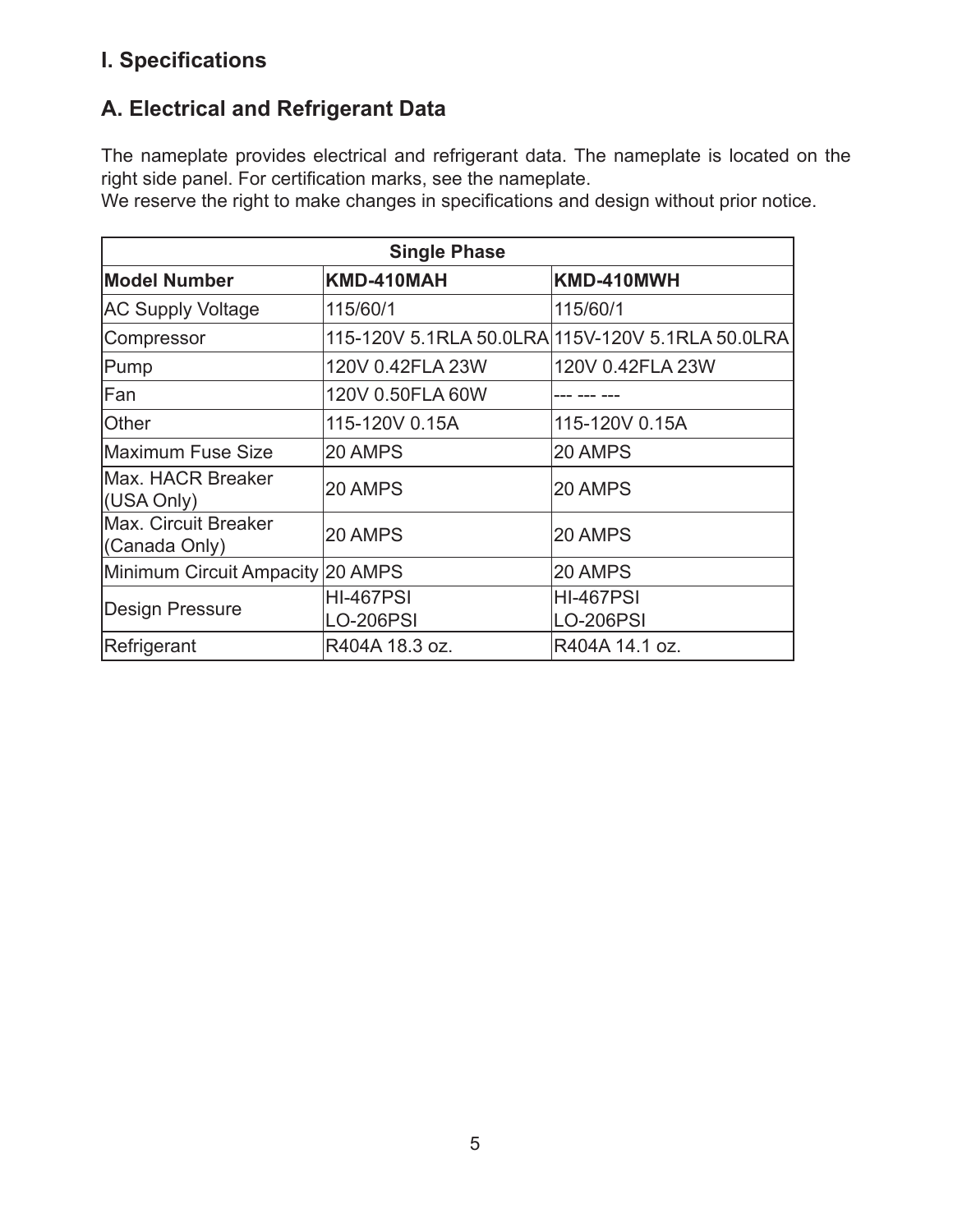# I. Specifications

## A. Electrical and Refrigerant Data

The nameplate provides electrical and refrigerant data. The nameplate is located on the right side panel. For certification marks, see the nameplate.
We reserve the right to make changes in specifications and design without prior notice.

| Single Phase | | |
|---|---|---|
| **Model Number** | **KMD-410MAH** | **KMD-410MWH** |
| AC Supply Voltage | 115/60/1 | 115/60/1 |
| Compressor | 115-120V 5.1RLA 50.0LRA | 115V-120V 5.1RLA 50.0LRA |
| Pump | 120V 0.42FLA 23W | 120V 0.42FLA 23W |
| Fan | 120V 0.50FLA 60W | --- --- --- |
| Other | 115-120V 0.15A | 115-120V 0.15A |
| Maximum Fuse Size | 20 AMPS | 20 AMPS |
| Max. HACR Breaker (USA Only) | 20 AMPS | 20 AMPS |
| Max. Circuit Breaker (Canada Only) | 20 AMPS | 20 AMPS |
| Minimum Circuit Ampacity | 20 AMPS | 20 AMPS |
| Design Pressure | HI-467PSI LO-206PSI | HI-467PSI LO-206PSI |
| Refrigerant | R404A 18.3 oz. | R404A 14.1 oz. |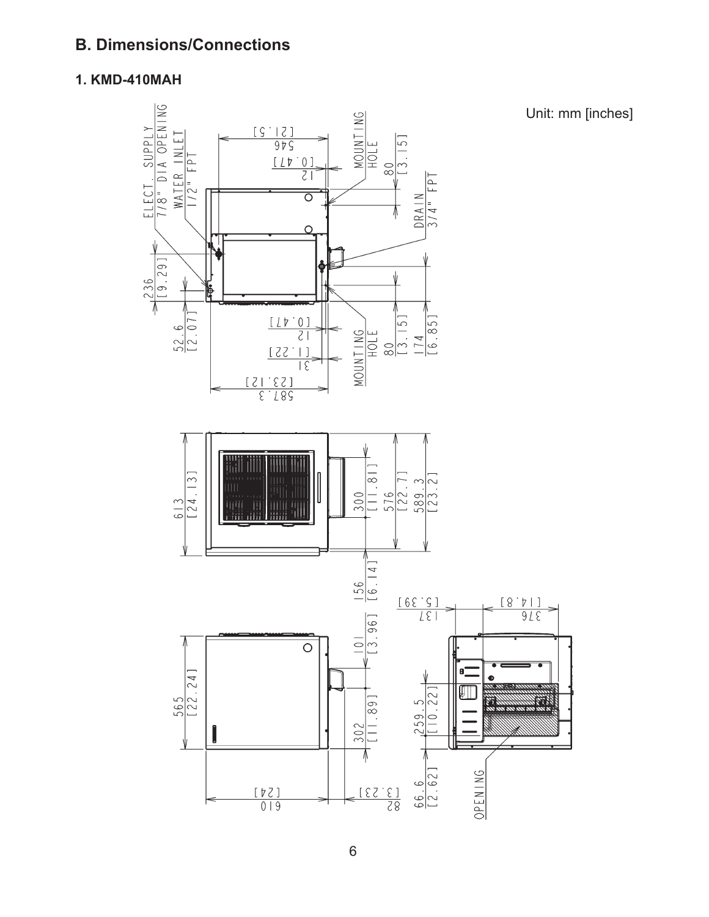## B. Dimensions/Connections

### 1. KMD-410MAH

Unit: mm [inches]

ELECT. SUPPLY 7/8" DIA OPENING

WATER INLET 1/2" FPT

MOUNTING HOLE

DRAIN 3/4" FPT

546 [21.5]

12 [0.47]

80 [3.15]

236 [9.29]

52.6 [2.07]

12 [0.47]

31 [1.22]

587.3 [23.12]

MOUNTING HOLE

80 [3.15]

174 [6.85]

613 [24.13]

300 [11.81]

576 [22.7]

589.3 [23.2]

156 [6.14]

565 [22.24]

101 [3.96]

302 [11.89]

610 [24]

82 [3.23]

137 [5.39]

376 [14.8]

259.5 [10.22]

66.6 [2.62]

OPENING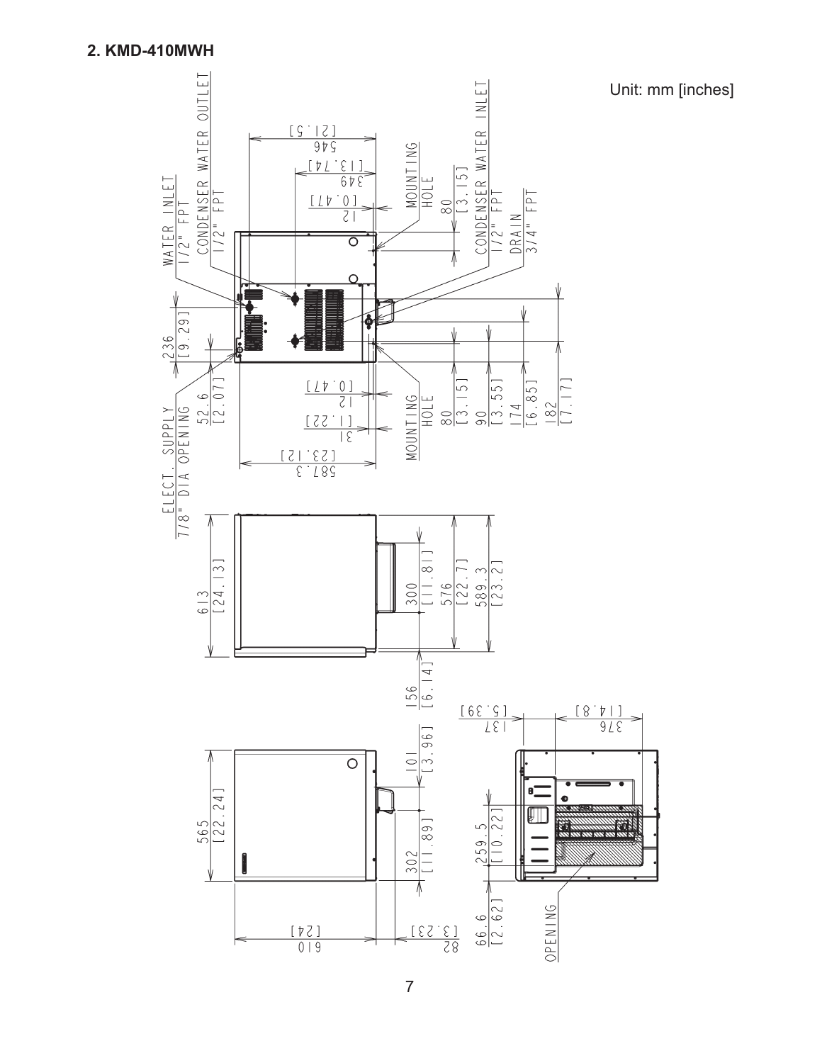## 2. KMD-410MWH

Unit: mm [inches]

WATER INLET 1/2" FPT

CONDENSER WATER OUTLET 1/2" FPT

CONDENSER WATER INLET 1/2" FPT

DRAIN 3/4" FPT

MOUNTING HOLE

ELECT. SUPPLY 7/8" DIA OPENING

OPENING

546 [21.5]

349 [13.74]

12 [0.47]

80 [3.15]

236 [9.29]

52.6 [2.07]

31 [1.22]

587.3 [23.12]

90 [3.55]

174 [6.85]

182 [7.17]

613 [24.13]

300 [11.81]

576 [22.7]

589.3 [23.2]

156 [6.14]

565 [22.24]

101 [3.96]

302 [11.89]

610 [24]

82 [3.23]

137 [5.39]

376 [14.8]

259.5 [10.22]

66.6 [2.62]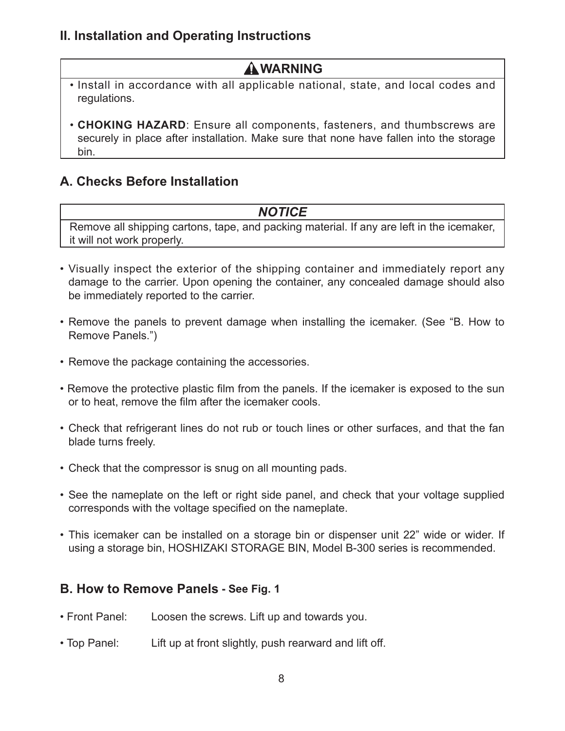## II. Installation and Operating Instructions

> **⚠WARNING**
>
> - Install in accordance with all applicable national, state, and local codes and regulations.
> - **CHOKING HAZARD**: Ensure all components, fasteners, and thumbscrews are securely in place after installation. Make sure that none have fallen into the storage bin.

### A. Checks Before Installation

> ***NOTICE***
>
> Remove all shipping cartons, tape, and packing material. If any are left in the icemaker, it will not work properly.

- Visually inspect the exterior of the shipping container and immediately report any damage to the carrier. Upon opening the container, any concealed damage should also be immediately reported to the carrier.
- Remove the panels to prevent damage when installing the icemaker. (See "B. How to Remove Panels.")
- Remove the package containing the accessories.
- Remove the protective plastic film from the panels. If the icemaker is exposed to the sun or to heat, remove the film after the icemaker cools.
- Check that refrigerant lines do not rub or touch lines or other surfaces, and that the fan blade turns freely.
- Check that the compressor is snug on all mounting pads.
- See the nameplate on the left or right side panel, and check that your voltage supplied corresponds with the voltage specified on the nameplate.
- This icemaker can be installed on a storage bin or dispenser unit 22" wide or wider. If using a storage bin, HOSHIZAKI STORAGE BIN, Model B-300 series is recommended.

### B. How to Remove Panels - See Fig. 1

- Front Panel: Loosen the screws. Lift up and towards you.
- Top Panel: Lift up at front slightly, push rearward and lift off.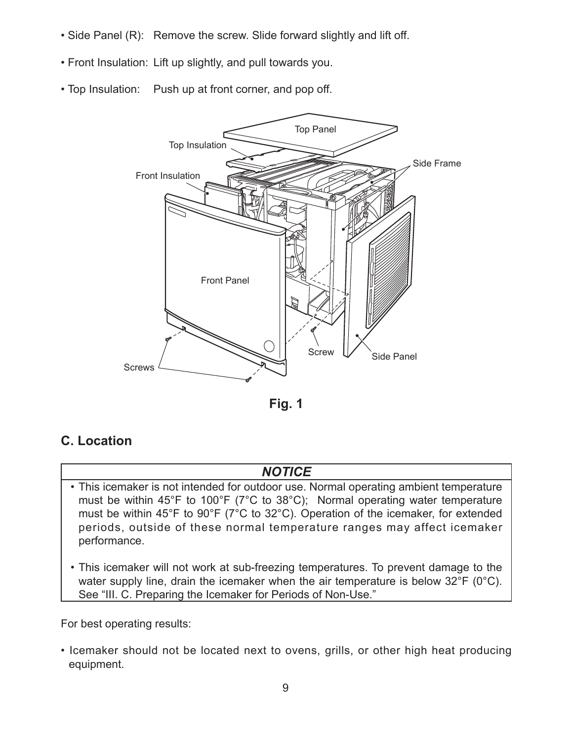- Side Panel (R): Remove the screw. Slide forward slightly and lift off.
- Front Insulation: Lift up slightly, and pull towards you.
- Top Insulation: Push up at front corner, and pop off.

Fig. 1

## C. Location

| ***NOTICE*** |
|---|
| • This icemaker is not intended for outdoor use. Normal operating ambient temperature must be within 45°F to 100°F (7°C to 38°C); Normal operating water temperature must be within 45°F to 90°F (7°C to 32°C). Operation of the icemaker, for extended periods, outside of these normal temperature ranges may affect icemaker performance. <br> • This icemaker will not work at sub-freezing temperatures. To prevent damage to the water supply line, drain the icemaker when the air temperature is below 32°F (0°C). See "III. C. Preparing the Icemaker for Periods of Non-Use." |

For best operating results:

- Icemaker should not be located next to ovens, grills, or other high heat producing equipment.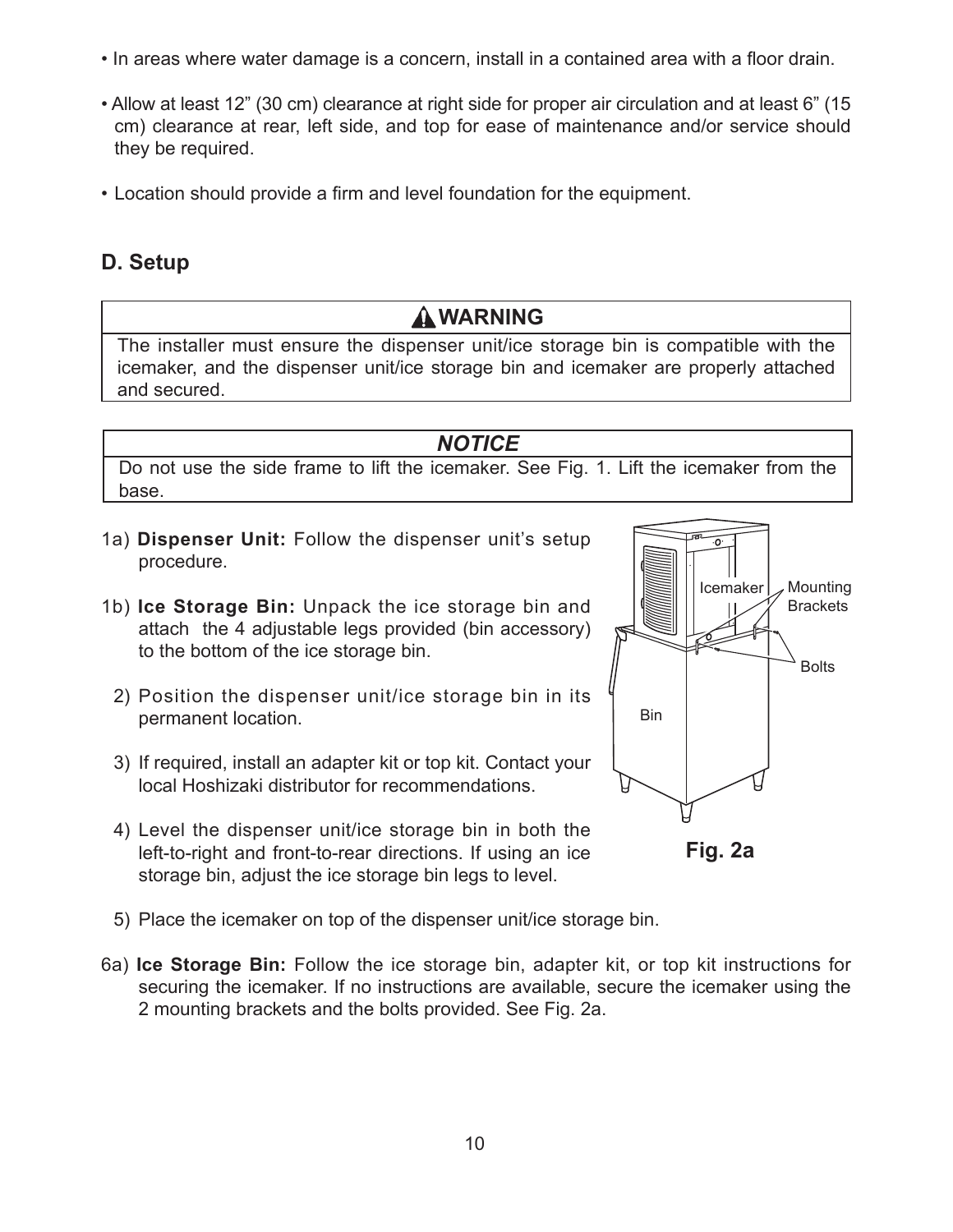- In areas where water damage is a concern, install in a contained area with a floor drain.
- Allow at least 12" (30 cm) clearance at right side for proper air circulation and at least 6" (15 cm) clearance at rear, left side, and top for ease of maintenance and/or service should they be required.
- Location should provide a firm and level foundation for the equipment.

## D. Setup

**⚠ WARNING**

The installer must ensure the dispenser unit/ice storage bin is compatible with the icemaker, and the dispenser unit/ice storage bin and icemaker are properly attached and secured.

***NOTICE***

Do not use the side frame to lift the icemaker. See Fig. 1. Lift the icemaker from the base.

1a) **Dispenser Unit:** Follow the dispenser unit's setup procedure.

1b) **Ice Storage Bin:** Unpack the ice storage bin and attach the 4 adjustable legs provided (bin accessory) to the bottom of the ice storage bin.

2) Position the dispenser unit/ice storage bin in its permanent location.

3) If required, install an adapter kit or top kit. Contact your local Hoshizaki distributor for recommendations.

4) Level the dispenser unit/ice storage bin in both the left-to-right and front-to-rear directions. If using an ice storage bin, adjust the ice storage bin legs to level.

Icemaker
Mounting Brackets
Bolts
Bin

**Fig. 2a**

5) Place the icemaker on top of the dispenser unit/ice storage bin.

6a) **Ice Storage Bin:** Follow the ice storage bin, adapter kit, or top kit instructions for securing the icemaker. If no instructions are available, secure the icemaker using the 2 mounting brackets and the bolts provided. See Fig. 2a.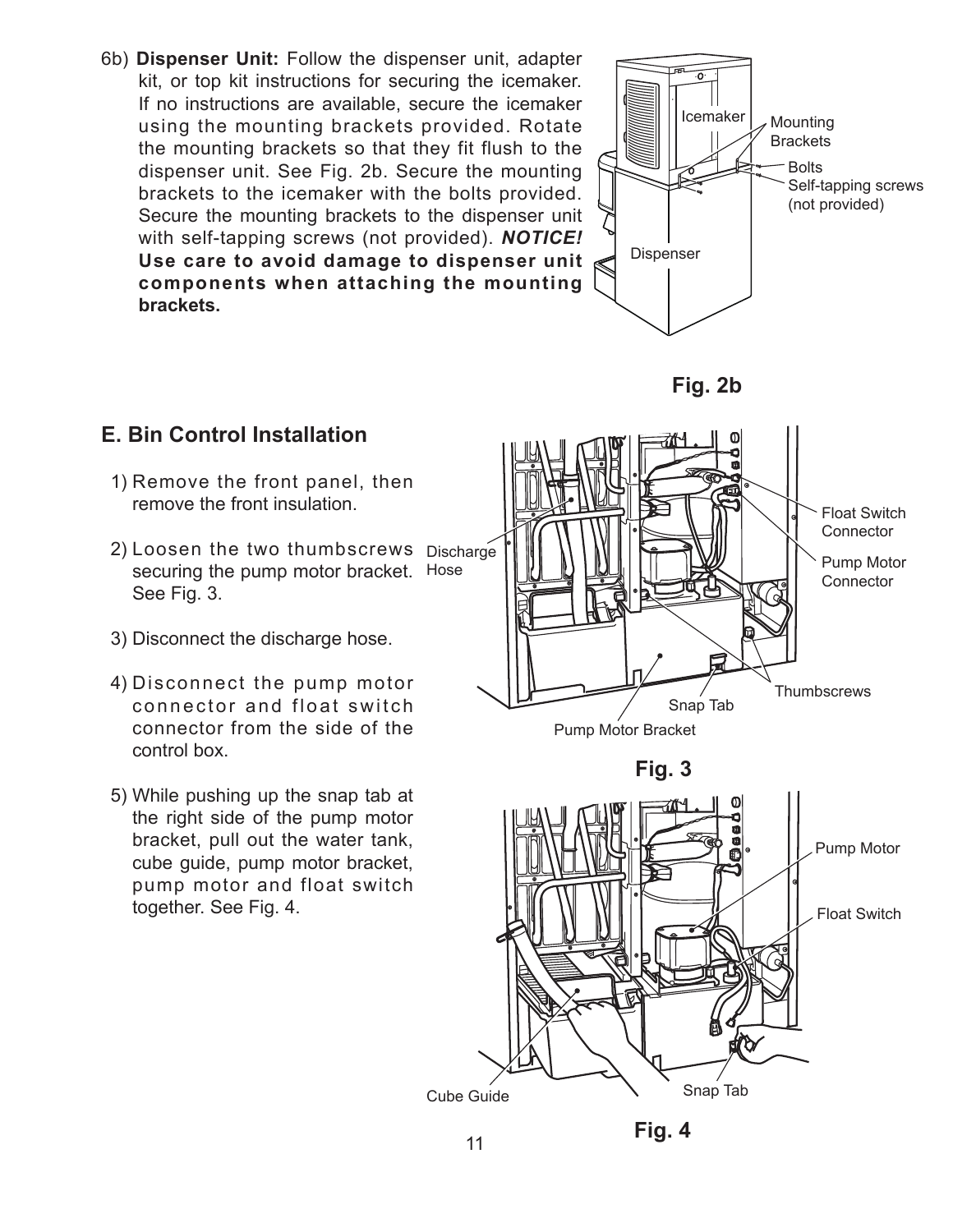6b) **Dispenser Unit:** Follow the dispenser unit, adapter kit, or top kit instructions for securing the icemaker. If no instructions are available, secure the icemaker using the mounting brackets provided. Rotate the mounting brackets so that they fit flush to the dispenser unit. See Fig. 2b. Secure the mounting brackets to the icemaker with the bolts provided. Secure the mounting brackets to the dispenser unit with self-tapping screws (not provided). ***NOTICE!*** **Use care to avoid damage to dispenser unit components when attaching the mounting brackets.**

Icemaker
Mounting Brackets
Bolts
Self-tapping screws (not provided)
Dispenser

**Fig. 2b**

## E. Bin Control Installation

1) Remove the front panel, then remove the front insulation.

2) Loosen the two thumbscrews securing the pump motor bracket. See Fig. 3.

3) Disconnect the discharge hose.

4) Disconnect the pump motor connector and float switch connector from the side of the control box.

5) While pushing up the snap tab at the right side of the pump motor bracket, pull out the water tank, cube guide, pump motor bracket, pump motor and float switch together. See Fig. 4.

Discharge Hose
Float Switch Connector
Pump Motor Connector
Thumbscrews
Snap Tab
Pump Motor Bracket

**Fig. 3**

Pump Motor
Float Switch
Cube Guide
Snap Tab

**Fig. 4**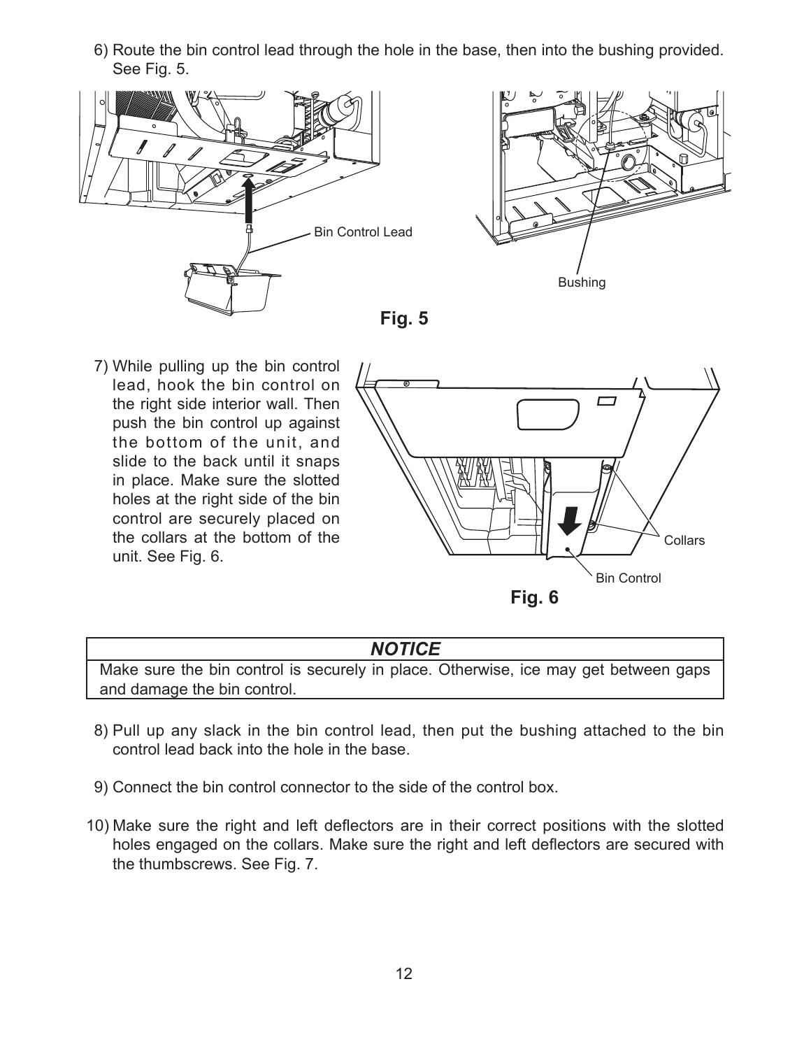6) Route the bin control lead through the hole in the base, then into the bushing provided. See Fig. 5.

Bin Control Lead

Bushing

**Fig. 5**

7) While pulling up the bin control lead, hook the bin control on the right side interior wall. Then push the bin control up against the bottom of the unit, and slide to the back until it snaps in place. Make sure the slotted holes at the right side of the bin control are securely placed on the collars at the bottom of the unit. See Fig. 6.

Collars

Bin Control

**Fig. 6**

| ***NOTICE*** |
|---|
| Make sure the bin control is securely in place. Otherwise, ice may get between gaps and damage the bin control. |

8) Pull up any slack in the bin control lead, then put the bushing attached to the bin control lead back into the hole in the base.

9) Connect the bin control connector to the side of the control box.

10) Make sure the right and left deflectors are in their correct positions with the slotted holes engaged on the collars. Make sure the right and left deflectors are secured with the thumbscrews. See Fig. 7.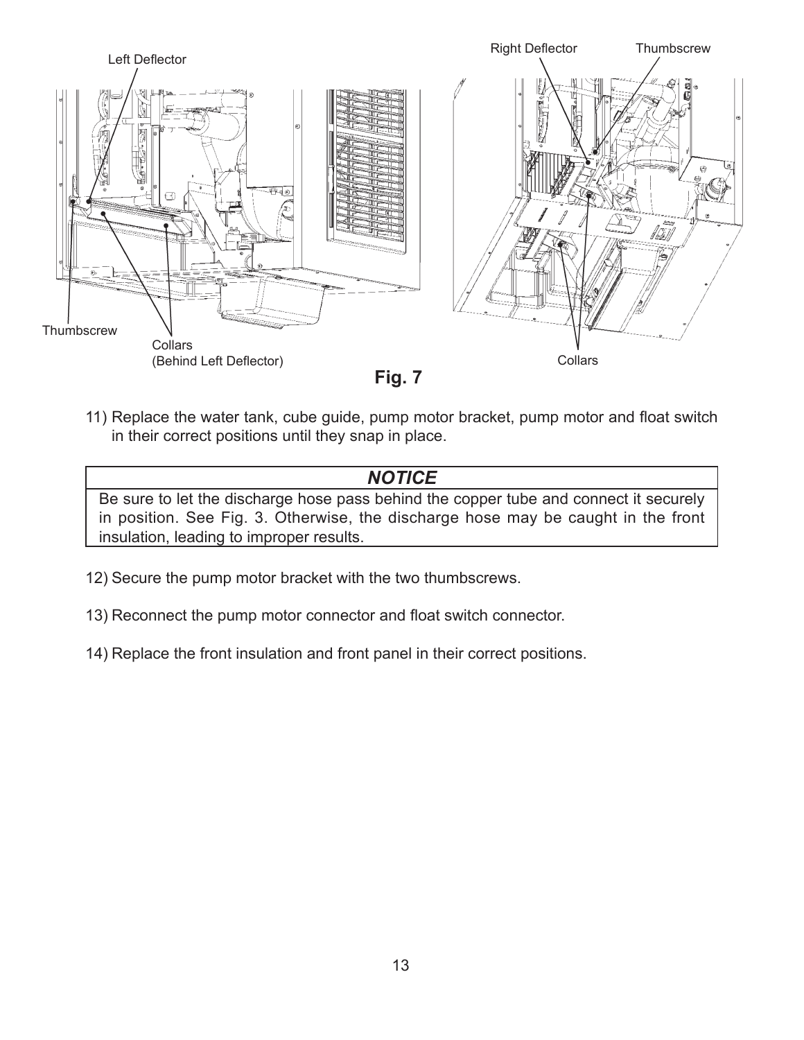Fig. 7

11) Replace the water tank, cube guide, pump motor bracket, pump motor and float switch in their correct positions until they snap in place.

| *NOTICE* |
| --- |
| Be sure to let the discharge hose pass behind the copper tube and connect it securely in position. See Fig. 3. Otherwise, the discharge hose may be caught in the front insulation, leading to improper results. |

12) Secure the pump motor bracket with the two thumbscrews.

13) Reconnect the pump motor connector and float switch connector.

14) Replace the front insulation and front panel in their correct positions.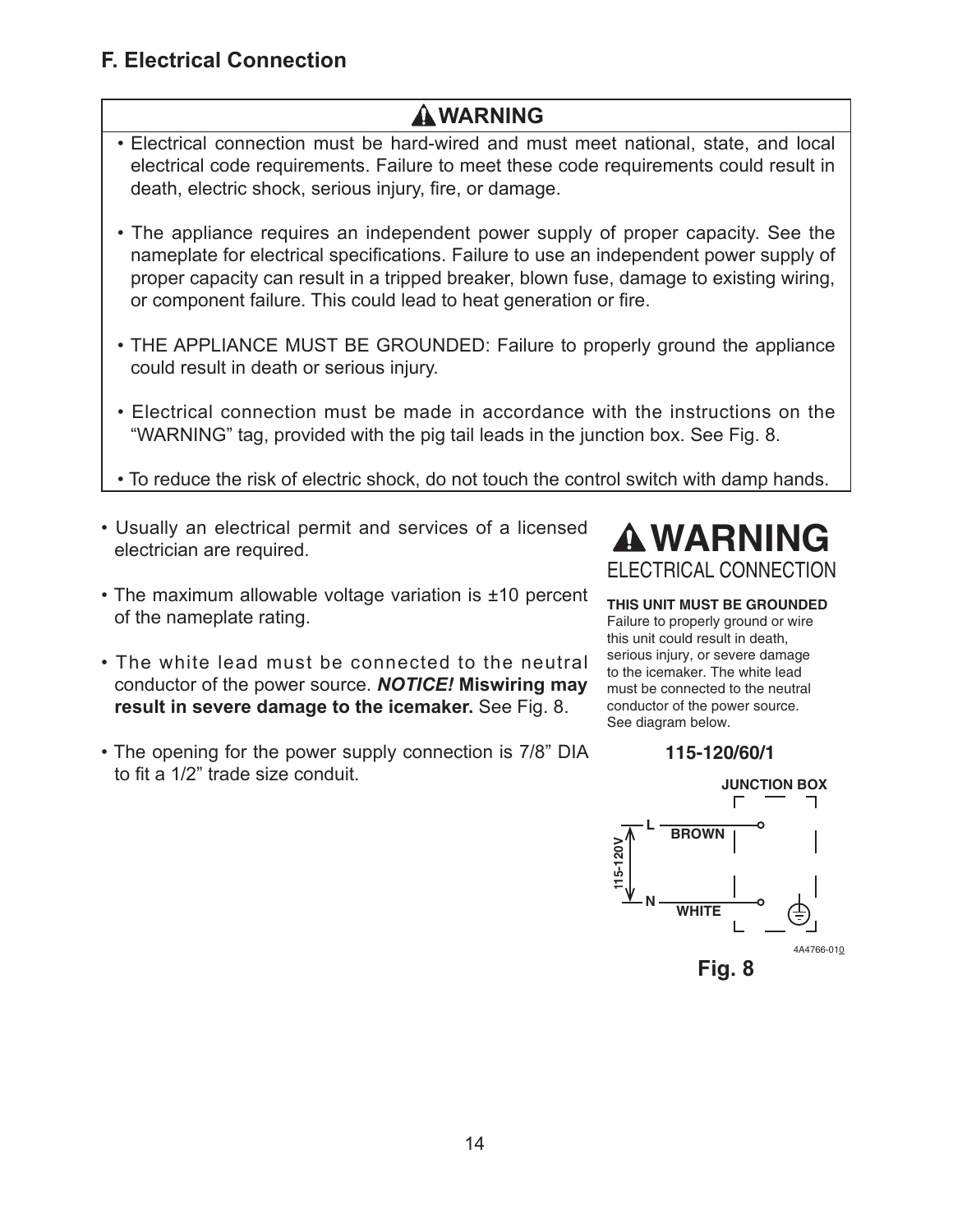## F. Electrical Connection

> **⚠ WARNING**
>
> • Electrical connection must be hard-wired and must meet national, state, and local electrical code requirements. Failure to meet these code requirements could result in death, electric shock, serious injury, fire, or damage.
>
> • The appliance requires an independent power supply of proper capacity. See the nameplate for electrical specifications. Failure to use an independent power supply of proper capacity can result in a tripped breaker, blown fuse, damage to existing wiring, or component failure. This could lead to heat generation or fire.
>
> • THE APPLIANCE MUST BE GROUNDED: Failure to properly ground the appliance could result in death or serious injury.
>
> • Electrical connection must be made in accordance with the instructions on the "WARNING" tag, provided with the pig tail leads in the junction box. See Fig. 8.
>
> • To reduce the risk of electric shock, do not touch the control switch with damp hands.

- Usually an electrical permit and services of a licensed electrician are required.
- The maximum allowable voltage variation is ±10 percent of the nameplate rating.
- The white lead must be connected to the neutral conductor of the power source. ***NOTICE!*** **Miswiring may result in severe damage to the icemaker.** See Fig. 8.
- The opening for the power supply connection is 7/8" DIA to fit a 1/2" trade size conduit.

**⚠ WARNING**

ELECTRICAL CONNECTION

**THIS UNIT MUST BE GROUNDED**

Failure to properly ground or wire this unit could result in death, serious injury, or severe damage to the icemaker. The white lead must be connected to the neutral conductor of the power source. See diagram below.

**115-120/60/1**

JUNCTION BOX

L — BROWN

115-120V

N — WHITE

4A4766-010

**Fig. 8**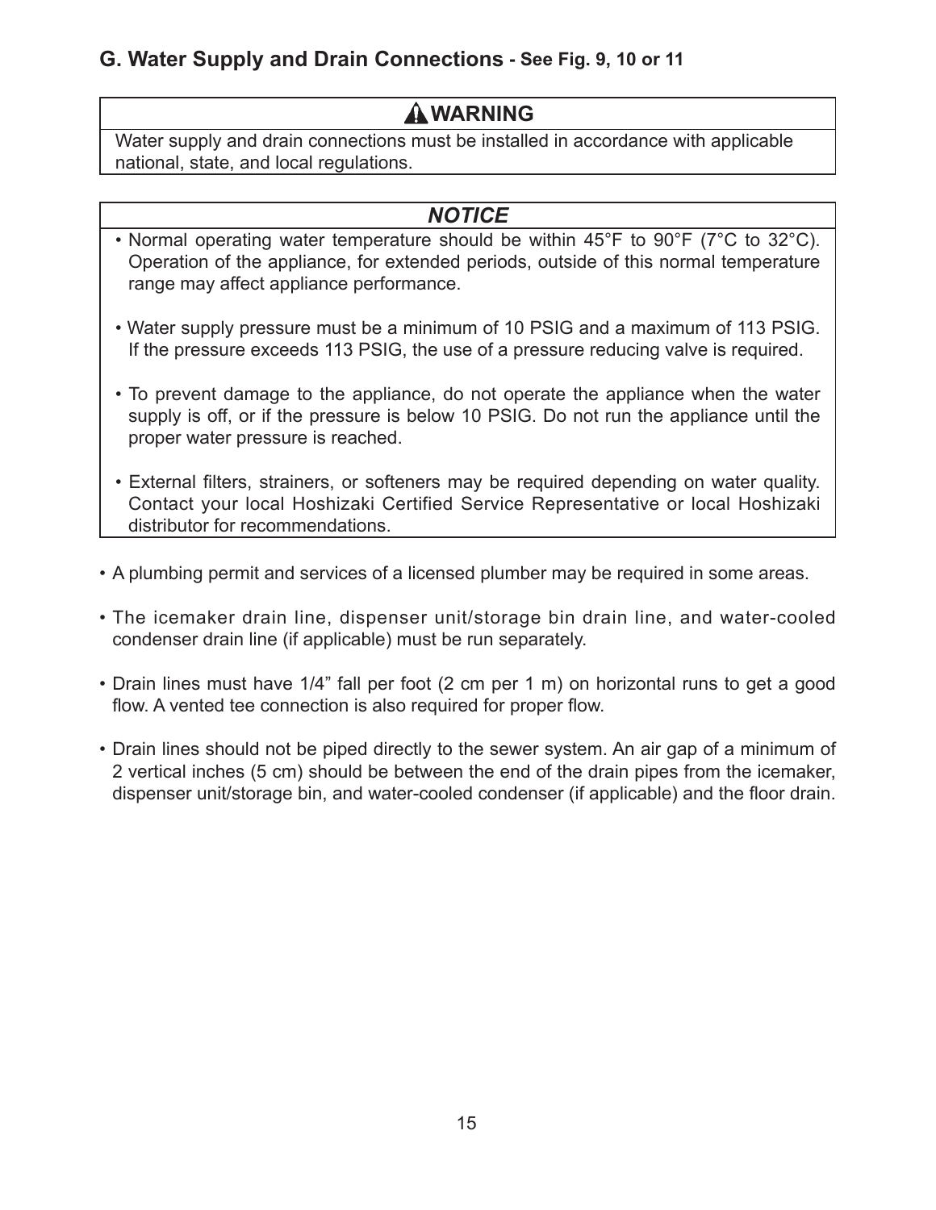### G. Water Supply and Drain Connections - See Fig. 9, 10 or 11

**⚠ WARNING**

Water supply and drain connections must be installed in accordance with applicable national, state, and local regulations.

***NOTICE***

- Normal operating water temperature should be within 45°F to 90°F (7°C to 32°C). Operation of the appliance, for extended periods, outside of this normal temperature range may affect appliance performance.
- Water supply pressure must be a minimum of 10 PSIG and a maximum of 113 PSIG. If the pressure exceeds 113 PSIG, the use of a pressure reducing valve is required.
- To prevent damage to the appliance, do not operate the appliance when the water supply is off, or if the pressure is below 10 PSIG. Do not run the appliance until the proper water pressure is reached.
- External filters, strainers, or softeners may be required depending on water quality. Contact your local Hoshizaki Certified Service Representative or local Hoshizaki distributor for recommendations.

- A plumbing permit and services of a licensed plumber may be required in some areas.
- The icemaker drain line, dispenser unit/storage bin drain line, and water-cooled condenser drain line (if applicable) must be run separately.
- Drain lines must have 1/4" fall per foot (2 cm per 1 m) on horizontal runs to get a good flow. A vented tee connection is also required for proper flow.
- Drain lines should not be piped directly to the sewer system. An air gap of a minimum of 2 vertical inches (5 cm) should be between the end of the drain pipes from the icemaker, dispenser unit/storage bin, and water-cooled condenser (if applicable) and the floor drain.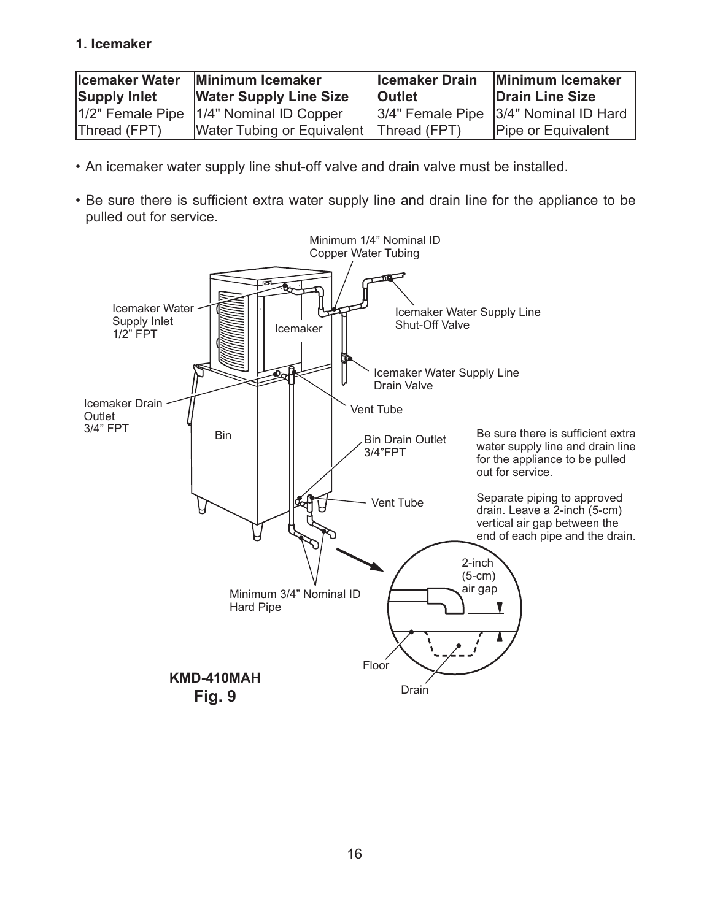### 1. Icemaker

| Icemaker Water Supply Inlet | Minimum Icemaker Water Supply Line Size | Icemaker Drain Outlet | Minimum Icemaker Drain Line Size |
|---|---|---|---|
| 1/2" Female Pipe Thread (FPT) | 1/4" Nominal ID Copper Water Tubing or Equivalent | 3/4" Female Pipe Thread (FPT) | 3/4" Nominal ID Hard Pipe or Equivalent |

- An icemaker water supply line shut-off valve and drain valve must be installed.
- Be sure there is sufficient extra water supply line and drain line for the appliance to be pulled out for service.

Minimum 1/4" Nominal ID Copper Water Tubing

Icemaker Water Supply Inlet 1/2" FPT

Icemaker

Icemaker Water Supply Line Shut-Off Valve

Icemaker Water Supply Line Drain Valve

Icemaker Drain Outlet 3/4" FPT

Vent Tube

Bin

Bin Drain Outlet 3/4"FPT

Be sure there is sufficient extra water supply line and drain line for the appliance to be pulled out for service.

Vent Tube

Separate piping to approved drain. Leave a 2-inch (5-cm) vertical air gap between the end of each pipe and the drain.

2-inch (5-cm) air gap

Minimum 3/4" Nominal ID Hard Pipe

Floor

Drain

**KMD-410MAH**

**Fig. 9**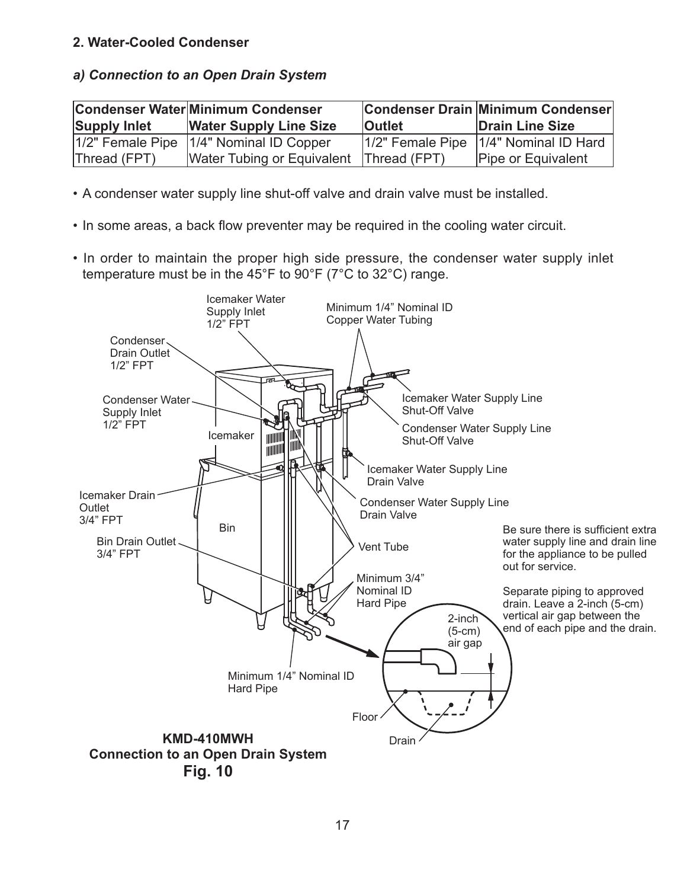### 2. Water-Cooled Condenser

#### *a) Connection to an Open Drain System*

| Condenser Water Supply Inlet | Minimum Condenser Water Supply Line Size | Condenser Drain Outlet | Minimum Condenser Drain Line Size |
|---|---|---|---|
| 1/2" Female Pipe Thread (FPT) | 1/4" Nominal ID Copper Water Tubing or Equivalent | 1/2" Female Pipe Thread (FPT) | 1/4" Nominal ID Hard Pipe or Equivalent |

- A condenser water supply line shut-off valve and drain valve must be installed.
- In some areas, a back flow preventer may be required in the cooling water circuit.
- In order to maintain the proper high side pressure, the condenser water supply inlet temperature must be in the 45°F to 90°F (7°C to 32°C) range.

Icemaker Water Supply Inlet 1/2" FPT

Minimum 1/4" Nominal ID Copper Water Tubing

Condenser Drain Outlet 1/2" FPT

Condenser Water Supply Inlet 1/2" FPT

Icemaker Water Supply Line Shut-Off Valve

Condenser Water Supply Line Shut-Off Valve

Icemaker

Icemaker Water Supply Line Drain Valve

Icemaker Drain Outlet 3/4" FPT

Condenser Water Supply Line Drain Valve

Bin

Bin Drain Outlet 3/4" FPT

Vent Tube

Be sure there is sufficient extra water supply line and drain line for the appliance to be pulled out for service.

Minimum 3/4" Nominal ID Hard Pipe

Separate piping to approved drain. Leave a 2-inch (5-cm) vertical air gap between the end of each pipe and the drain.

2-inch (5-cm) air gap

Minimum 1/4" Nominal ID Hard Pipe

Floor

Drain

**KMD-410MWH**
**Connection to an Open Drain System**
**Fig. 10**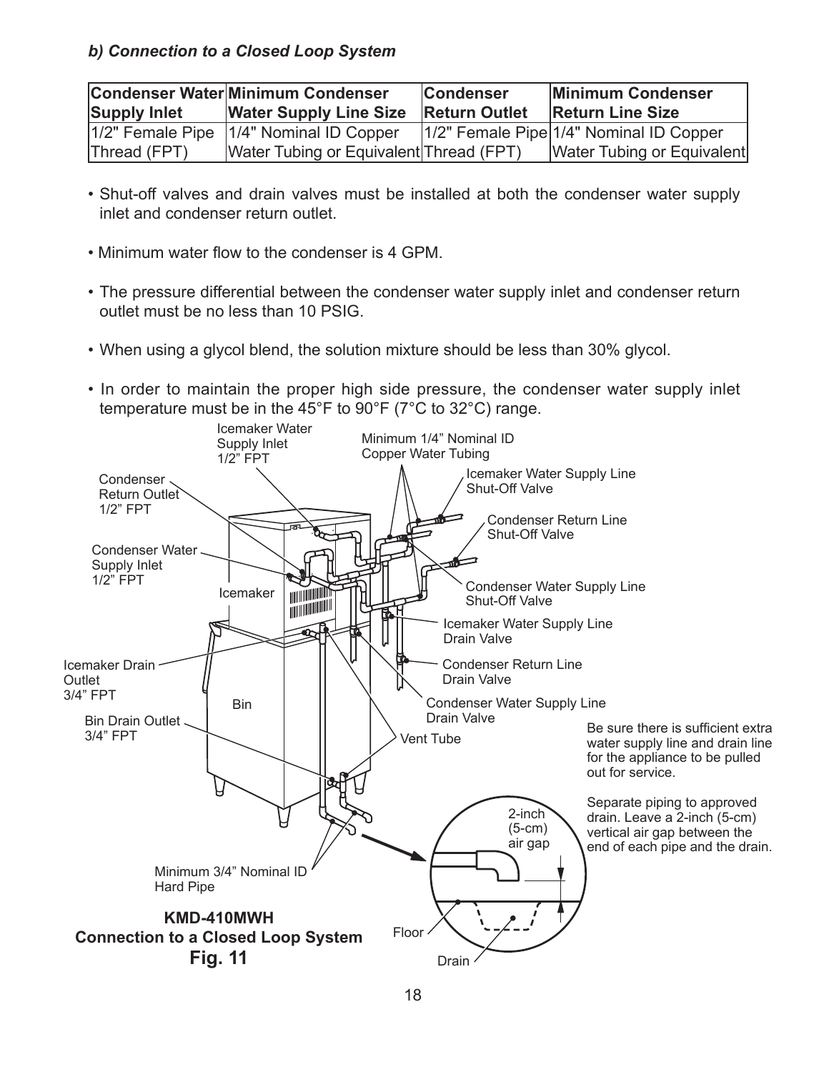***b) Connection to a Closed Loop System***

| Condenser Water Supply Inlet | Minimum Condenser Water Supply Line Size | Condenser Return Outlet | Minimum Condenser Return Line Size |
| --- | --- | --- | --- |
| 1/2" Female Pipe Thread (FPT) | 1/4" Nominal ID Copper Water Tubing or Equivalent | 1/2" Female Pipe Thread (FPT) | 1/4" Nominal ID Copper Water Tubing or Equivalent |

- Shut-off valves and drain valves must be installed at both the condenser water supply inlet and condenser return outlet.
- Minimum water flow to the condenser is 4 GPM.
- The pressure differential between the condenser water supply inlet and condenser return outlet must be no less than 10 PSIG.
- When using a glycol blend, the solution mixture should be less than 30% glycol.
- In order to maintain the proper high side pressure, the condenser water supply inlet temperature must be in the 45°F to 90°F (7°C to 32°C) range.

Icemaker Water Supply Inlet 1/2" FPT

Minimum 1/4" Nominal ID Copper Water Tubing

Icemaker Water Supply Line Shut-Off Valve

Condenser Return Outlet 1/2" FPT

Condenser Return Line Shut-Off Valve

Condenser Water Supply Inlet 1/2" FPT

Icemaker

Condenser Water Supply Line Shut-Off Valve

Icemaker Water Supply Line Drain Valve

Condenser Return Line Drain Valve

Icemaker Drain Outlet 3/4" FPT

Bin

Condenser Water Supply Line Drain Valve

Bin Drain Outlet 3/4" FPT

Vent Tube

Be sure there is sufficient extra water supply line and drain line for the appliance to be pulled out for service.

Separate piping to approved drain. Leave a 2-inch (5-cm) vertical air gap between the end of each pipe and the drain.

2-inch (5-cm) air gap

Minimum 3/4" Nominal ID Hard Pipe

Floor

Drain

**KMD-410MWH**
**Connection to a Closed Loop System**
**Fig. 11**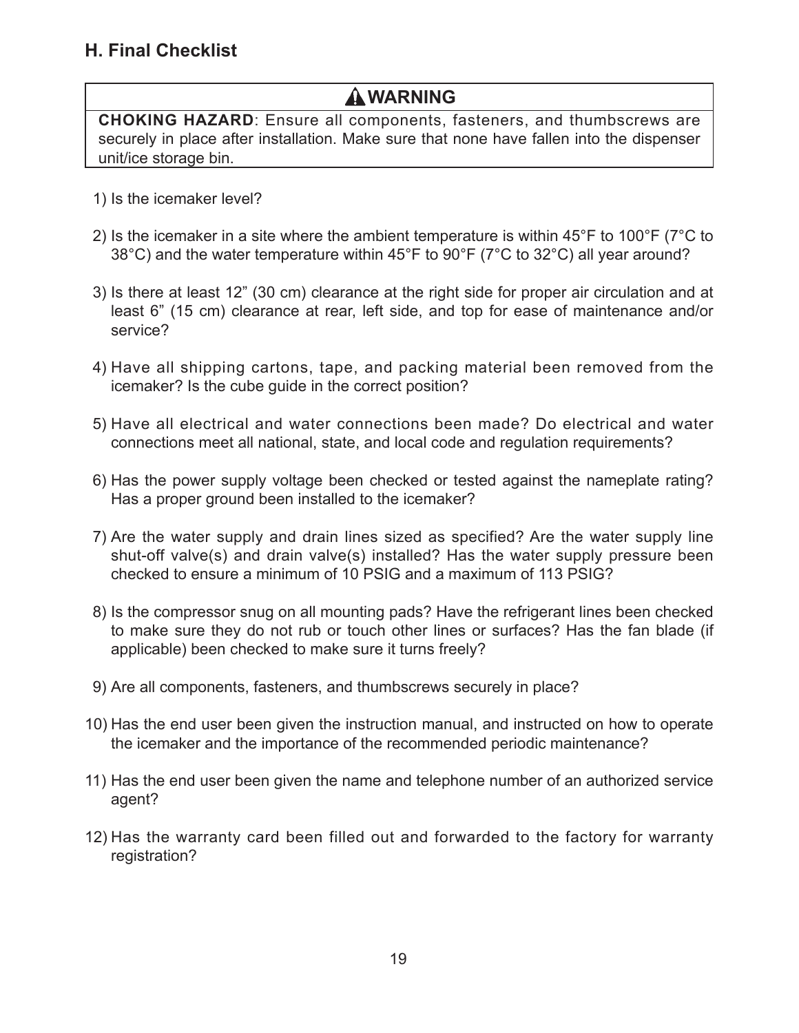## H. Final Checklist

**⚠ WARNING**

**CHOKING HAZARD**: Ensure all components, fasteners, and thumbscrews are securely in place after installation. Make sure that none have fallen into the dispenser unit/ice storage bin.

1) Is the icemaker level?

2) Is the icemaker in a site where the ambient temperature is within 45°F to 100°F (7°C to 38°C) and the water temperature within 45°F to 90°F (7°C to 32°C) all year around?

3) Is there at least 12" (30 cm) clearance at the right side for proper air circulation and at least 6" (15 cm) clearance at rear, left side, and top for ease of maintenance and/or service?

4) Have all shipping cartons, tape, and packing material been removed from the icemaker? Is the cube guide in the correct position?

5) Have all electrical and water connections been made? Do electrical and water connections meet all national, state, and local code and regulation requirements?

6) Has the power supply voltage been checked or tested against the nameplate rating? Has a proper ground been installed to the icemaker?

7) Are the water supply and drain lines sized as specified? Are the water supply line shut-off valve(s) and drain valve(s) installed? Has the water supply pressure been checked to ensure a minimum of 10 PSIG and a maximum of 113 PSIG?

8) Is the compressor snug on all mounting pads? Have the refrigerant lines been checked to make sure they do not rub or touch other lines or surfaces? Has the fan blade (if applicable) been checked to make sure it turns freely?

9) Are all components, fasteners, and thumbscrews securely in place?

10) Has the end user been given the instruction manual, and instructed on how to operate the icemaker and the importance of the recommended periodic maintenance?

11) Has the end user been given the name and telephone number of an authorized service agent?

12) Has the warranty card been filled out and forwarded to the factory for warranty registration?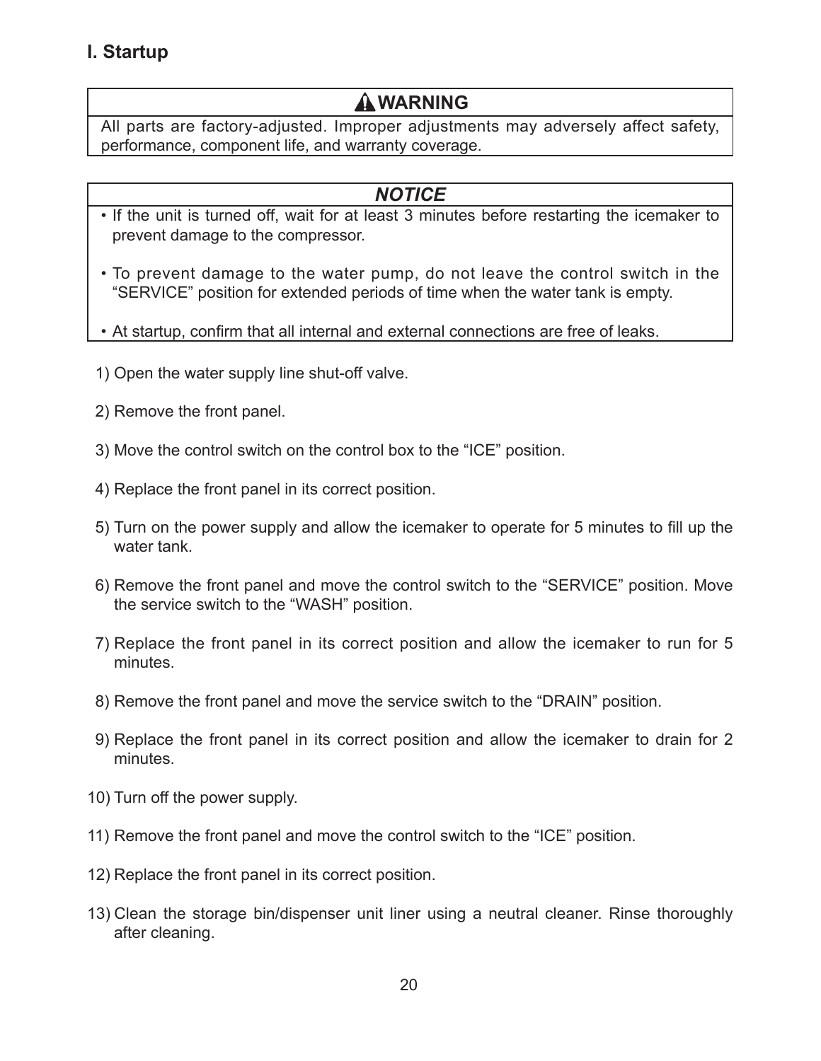## I. Startup

**⚠ WARNING**

All parts are factory-adjusted. Improper adjustments may adversely affect safety, performance, component life, and warranty coverage.

***NOTICE***

- If the unit is turned off, wait for at least 3 minutes before restarting the icemaker to prevent damage to the compressor.
- To prevent damage to the water pump, do not leave the control switch in the "SERVICE" position for extended periods of time when the water tank is empty.
- At startup, confirm that all internal and external connections are free of leaks.

1) Open the water supply line shut-off valve.
2) Remove the front panel.
3) Move the control switch on the control box to the "ICE" position.
4) Replace the front panel in its correct position.
5) Turn on the power supply and allow the icemaker to operate for 5 minutes to fill up the water tank.
6) Remove the front panel and move the control switch to the "SERVICE" position. Move the service switch to the "WASH" position.
7) Replace the front panel in its correct position and allow the icemaker to run for 5 minutes.
8) Remove the front panel and move the service switch to the "DRAIN" position.
9) Replace the front panel in its correct position and allow the icemaker to drain for 2 minutes.
10) Turn off the power supply.
11) Remove the front panel and move the control switch to the "ICE" position.
12) Replace the front panel in its correct position.
13) Clean the storage bin/dispenser unit liner using a neutral cleaner. Rinse thoroughly after cleaning.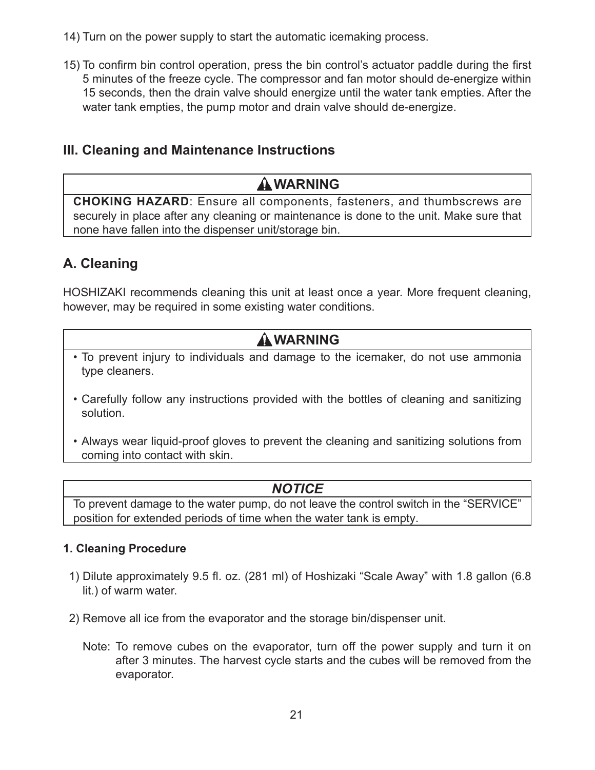14) Turn on the power supply to start the automatic icemaking process.

15) To confirm bin control operation, press the bin control's actuator paddle during the first 5 minutes of the freeze cycle. The compressor and fan motor should de-energize within 15 seconds, then the drain valve should energize until the water tank empties. After the water tank empties, the pump motor and drain valve should de-energize.

## III. Cleaning and Maintenance Instructions

**⚠WARNING**

**CHOKING HAZARD**: Ensure all components, fasteners, and thumbscrews are securely in place after any cleaning or maintenance is done to the unit. Make sure that none have fallen into the dispenser unit/storage bin.

### A. Cleaning

HOSHIZAKI recommends cleaning this unit at least once a year. More frequent cleaning, however, may be required in some existing water conditions.

**⚠WARNING**

- To prevent injury to individuals and damage to the icemaker, do not use ammonia type cleaners.
- Carefully follow any instructions provided with the bottles of cleaning and sanitizing solution.
- Always wear liquid-proof gloves to prevent the cleaning and sanitizing solutions from coming into contact with skin.

***NOTICE***

To prevent damage to the water pump, do not leave the control switch in the "SERVICE" position for extended periods of time when the water tank is empty.

#### 1. Cleaning Procedure

1) Dilute approximately 9.5 fl. oz. (281 ml) of Hoshizaki "Scale Away" with 1.8 gallon (6.8 lit.) of warm water.

2) Remove all ice from the evaporator and the storage bin/dispenser unit.

   Note: To remove cubes on the evaporator, turn off the power supply and turn it on after 3 minutes. The harvest cycle starts and the cubes will be removed from the evaporator.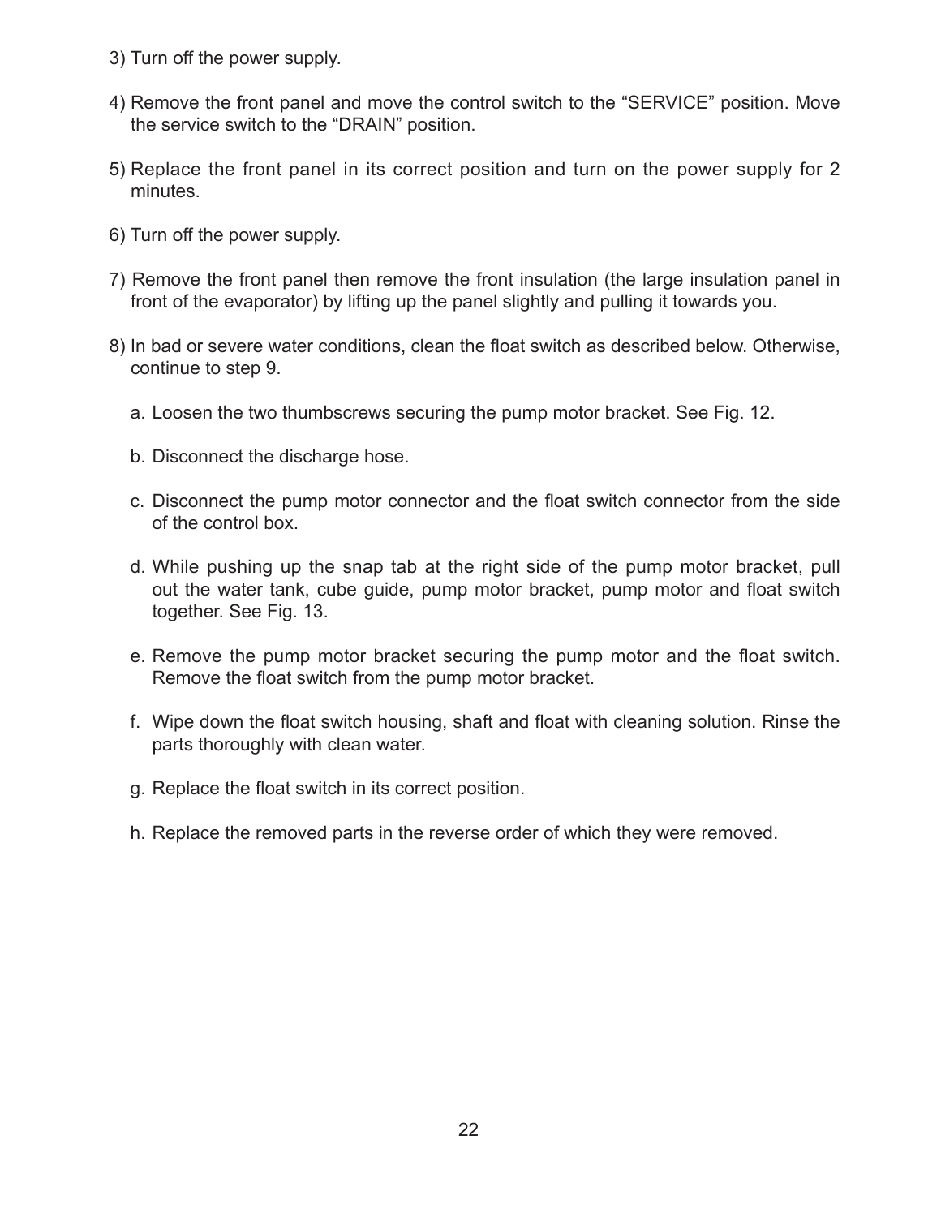3) Turn off the power supply.

4) Remove the front panel and move the control switch to the “SERVICE” position. Move the service switch to the “DRAIN” position.

5) Replace the front panel in its correct position and turn on the power supply for 2 minutes.

6) Turn off the power supply.

7) Remove the front panel then remove the front insulation (the large insulation panel in front of the evaporator) by lifting up the panel slightly and pulling it towards you.

8) In bad or severe water conditions, clean the float switch as described below. Otherwise, continue to step 9.

   a. Loosen the two thumbscrews securing the pump motor bracket. See Fig. 12.

   b. Disconnect the discharge hose.

   c. Disconnect the pump motor connector and the float switch connector from the side of the control box.

   d. While pushing up the snap tab at the right side of the pump motor bracket, pull out the water tank, cube guide, pump motor bracket, pump motor and float switch together. See Fig. 13.

   e. Remove the pump motor bracket securing the pump motor and the float switch. Remove the float switch from the pump motor bracket.

   f. Wipe down the float switch housing, shaft and float with cleaning solution. Rinse the parts thoroughly with clean water.

   g. Replace the float switch in its correct position.

   h. Replace the removed parts in the reverse order of which they were removed.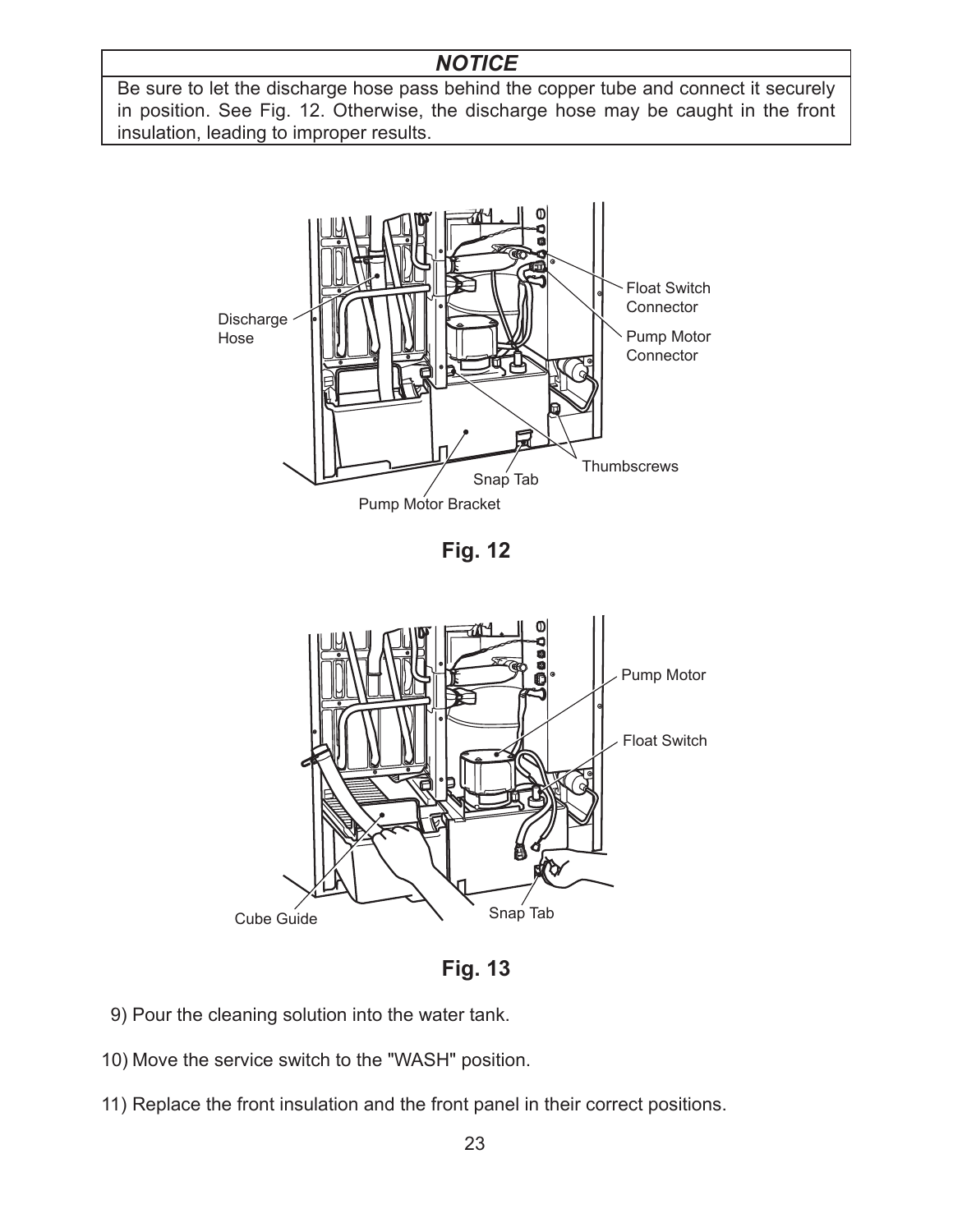### *NOTICE*

Be sure to let the discharge hose pass behind the copper tube and connect it securely in position. See Fig. 12. Otherwise, the discharge hose may be caught in the front insulation, leading to improper results.

Discharge Hose

Float Switch Connector

Pump Motor Connector

Thumbscrews

Snap Tab

Pump Motor Bracket

**Fig. 12**

Pump Motor

Float Switch

Cube Guide

Snap Tab

**Fig. 13**

9) Pour the cleaning solution into the water tank.

10) Move the service switch to the "WASH" position.

11) Replace the front insulation and the front panel in their correct positions.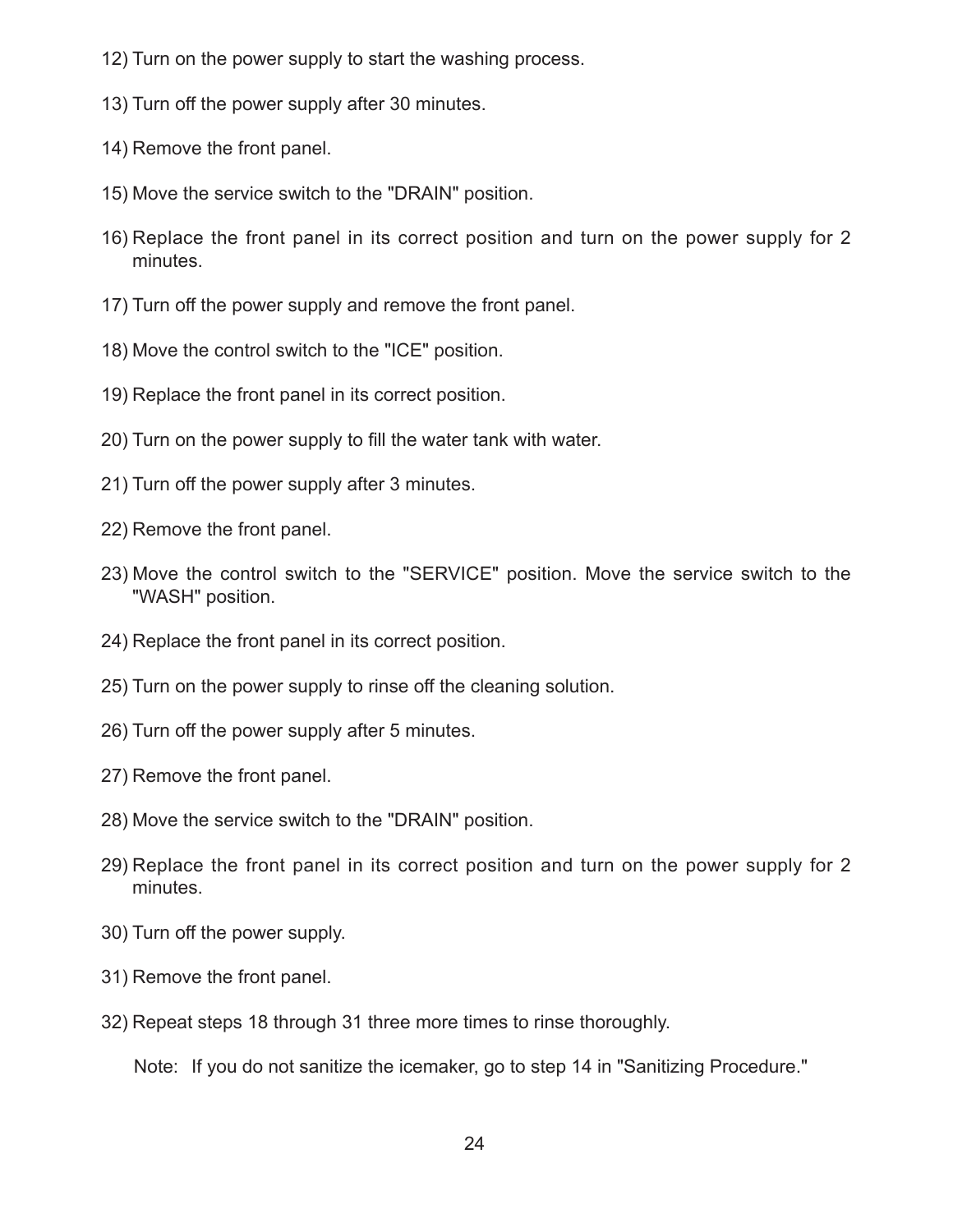12) Turn on the power supply to start the washing process.

13) Turn off the power supply after 30 minutes.

14) Remove the front panel.

15) Move the service switch to the "DRAIN" position.

16) Replace the front panel in its correct position and turn on the power supply for 2 minutes.

17) Turn off the power supply and remove the front panel.

18) Move the control switch to the "ICE" position.

19) Replace the front panel in its correct position.

20) Turn on the power supply to fill the water tank with water.

21) Turn off the power supply after 3 minutes.

22) Remove the front panel.

23) Move the control switch to the "SERVICE" position. Move the service switch to the "WASH" position.

24) Replace the front panel in its correct position.

25) Turn on the power supply to rinse off the cleaning solution.

26) Turn off the power supply after 5 minutes.

27) Remove the front panel.

28) Move the service switch to the "DRAIN" position.

29) Replace the front panel in its correct position and turn on the power supply for 2 minutes.

30) Turn off the power supply.

31) Remove the front panel.

32) Repeat steps 18 through 31 three more times to rinse thoroughly.

    Note: If you do not sanitize the icemaker, go to step 14 in "Sanitizing Procedure."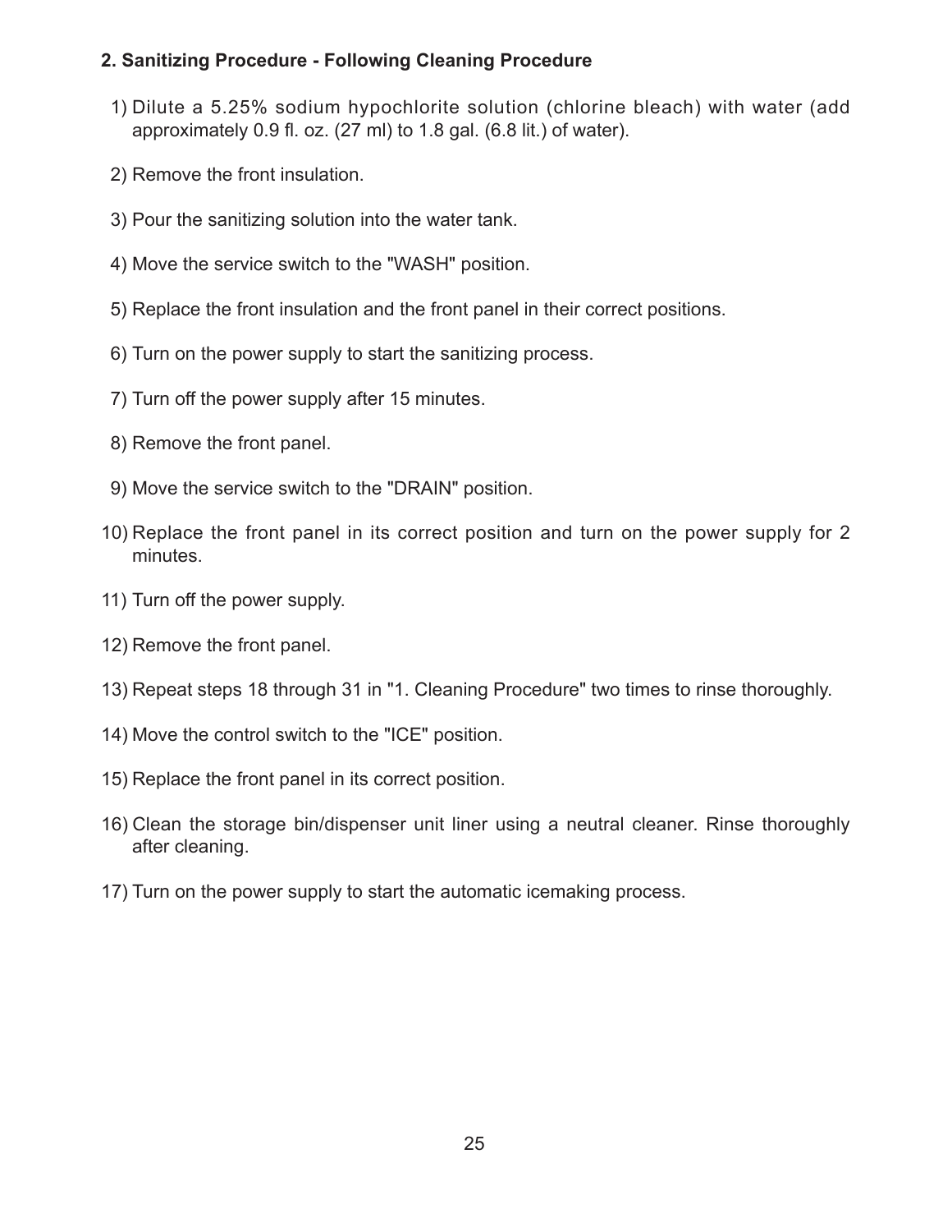### 2. Sanitizing Procedure - Following Cleaning Procedure

1) Dilute a 5.25% sodium hypochlorite solution (chlorine bleach) with water (add approximately 0.9 fl. oz. (27 ml) to 1.8 gal. (6.8 lit.) of water).

2) Remove the front insulation.

3) Pour the sanitizing solution into the water tank.

4) Move the service switch to the "WASH" position.

5) Replace the front insulation and the front panel in their correct positions.

6) Turn on the power supply to start the sanitizing process.

7) Turn off the power supply after 15 minutes.

8) Remove the front panel.

9) Move the service switch to the "DRAIN" position.

10) Replace the front panel in its correct position and turn on the power supply for 2 minutes.

11) Turn off the power supply.

12) Remove the front panel.

13) Repeat steps 18 through 31 in "1. Cleaning Procedure" two times to rinse thoroughly.

14) Move the control switch to the "ICE" position.

15) Replace the front panel in its correct position.

16) Clean the storage bin/dispenser unit liner using a neutral cleaner. Rinse thoroughly after cleaning.

17) Turn on the power supply to start the automatic icemaking process.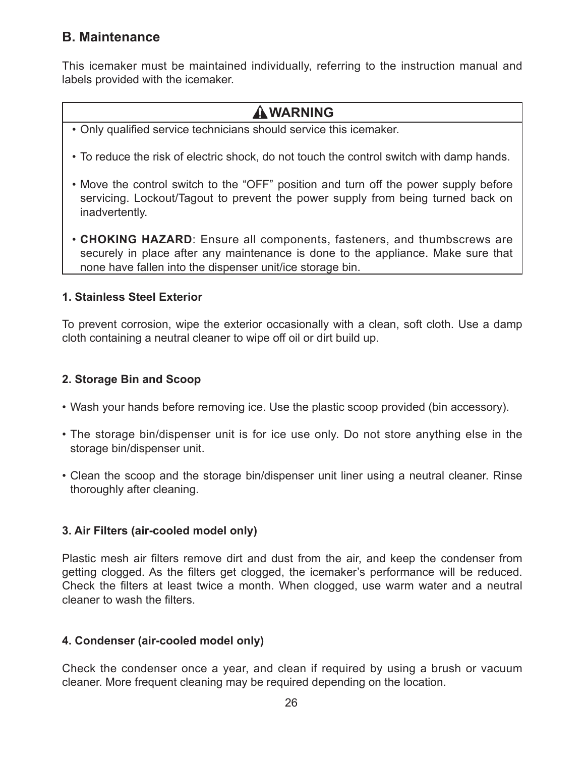## B. Maintenance

This icemaker must be maintained individually, referring to the instruction manual and labels provided with the icemaker.

**⚠WARNING**

- Only qualified service technicians should service this icemaker.
- To reduce the risk of electric shock, do not touch the control switch with damp hands.
- Move the control switch to the "OFF" position and turn off the power supply before servicing. Lockout/Tagout to prevent the power supply from being turned back on inadvertently.
- **CHOKING HAZARD**: Ensure all components, fasteners, and thumbscrews are securely in place after any maintenance is done to the appliance. Make sure that none have fallen into the dispenser unit/ice storage bin.

#### 1. Stainless Steel Exterior

To prevent corrosion, wipe the exterior occasionally with a clean, soft cloth. Use a damp cloth containing a neutral cleaner to wipe off oil or dirt build up.

#### 2. Storage Bin and Scoop

- Wash your hands before removing ice. Use the plastic scoop provided (bin accessory).
- The storage bin/dispenser unit is for ice use only. Do not store anything else in the storage bin/dispenser unit.
- Clean the scoop and the storage bin/dispenser unit liner using a neutral cleaner. Rinse thoroughly after cleaning.

#### 3. Air Filters (air-cooled model only)

Plastic mesh air filters remove dirt and dust from the air, and keep the condenser from getting clogged. As the filters get clogged, the icemaker's performance will be reduced. Check the filters at least twice a month. When clogged, use warm water and a neutral cleaner to wash the filters.

#### 4. Condenser (air-cooled model only)

Check the condenser once a year, and clean if required by using a brush or vacuum cleaner. More frequent cleaning may be required depending on the location.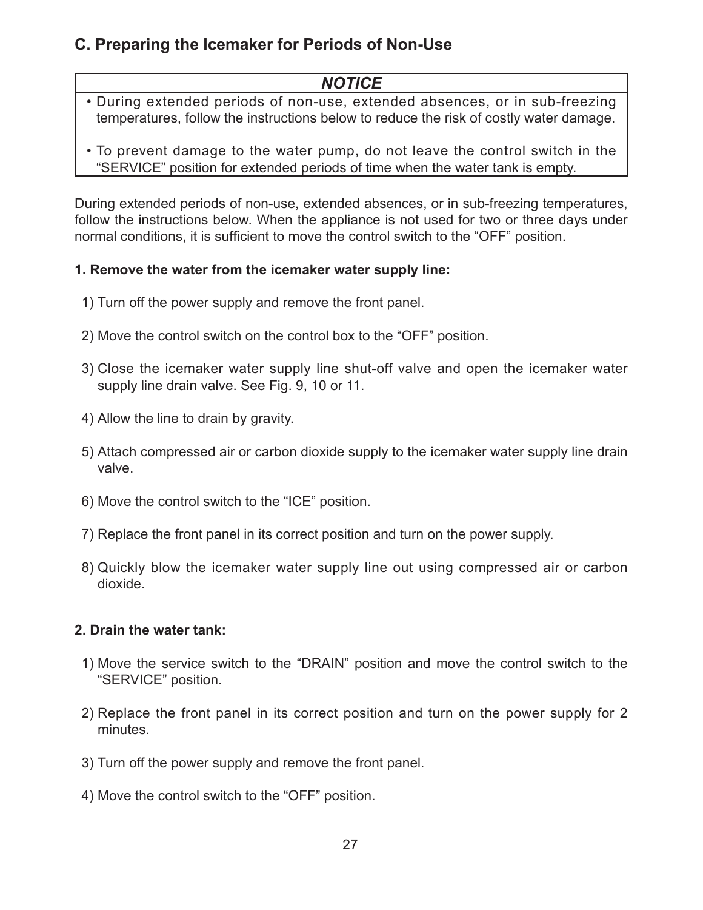## C. Preparing the Icemaker for Periods of Non-Use

| *NOTICE* |
|---|
| • During extended periods of non-use, extended absences, or in sub-freezing temperatures, follow the instructions below to reduce the risk of costly water damage.<br><br>• To prevent damage to the water pump, do not leave the control switch in the "SERVICE" position for extended periods of time when the water tank is empty. |

During extended periods of non-use, extended absences, or in sub-freezing temperatures, follow the instructions below. When the appliance is not used for two or three days under normal conditions, it is sufficient to move the control switch to the "OFF" position.

**1. Remove the water from the icemaker water supply line:**

1) Turn off the power supply and remove the front panel.

2) Move the control switch on the control box to the "OFF" position.

3) Close the icemaker water supply line shut-off valve and open the icemaker water supply line drain valve. See Fig. 9, 10 or 11.

4) Allow the line to drain by gravity.

5) Attach compressed air or carbon dioxide supply to the icemaker water supply line drain valve.

6) Move the control switch to the "ICE" position.

7) Replace the front panel in its correct position and turn on the power supply.

8) Quickly blow the icemaker water supply line out using compressed air or carbon dioxide.

**2. Drain the water tank:**

1) Move the service switch to the "DRAIN" position and move the control switch to the "SERVICE" position.

2) Replace the front panel in its correct position and turn on the power supply for 2 minutes.

3) Turn off the power supply and remove the front panel.

4) Move the control switch to the "OFF" position.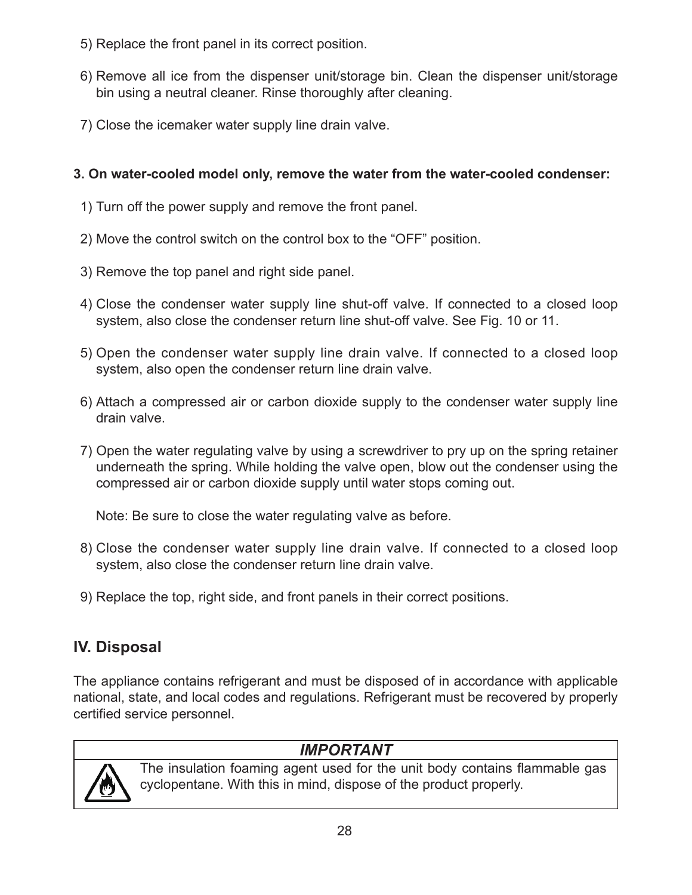5) Replace the front panel in its correct position.

6) Remove all ice from the dispenser unit/storage bin. Clean the dispenser unit/storage bin using a neutral cleaner. Rinse thoroughly after cleaning.

7) Close the icemaker water supply line drain valve.

**3. On water-cooled model only, remove the water from the water-cooled condenser:**

1) Turn off the power supply and remove the front panel.

2) Move the control switch on the control box to the "OFF" position.

3) Remove the top panel and right side panel.

4) Close the condenser water supply line shut-off valve. If connected to a closed loop system, also close the condenser return line shut-off valve. See Fig. 10 or 11.

5) Open the condenser water supply line drain valve. If connected to a closed loop system, also open the condenser return line drain valve.

6) Attach a compressed air or carbon dioxide supply to the condenser water supply line drain valve.

7) Open the water regulating valve by using a screwdriver to pry up on the spring retainer underneath the spring. While holding the valve open, blow out the condenser using the compressed air or carbon dioxide supply until water stops coming out.

   Note: Be sure to close the water regulating valve as before.

8) Close the condenser water supply line drain valve. If connected to a closed loop system, also close the condenser return line drain valve.

9) Replace the top, right side, and front panels in their correct positions.

## IV. Disposal

The appliance contains refrigerant and must be disposed of in accordance with applicable national, state, and local codes and regulations. Refrigerant must be recovered by properly certified service personnel.

***IMPORTANT***

The insulation foaming agent used for the unit body contains flammable gas cyclopentane. With this in mind, dispose of the product properly.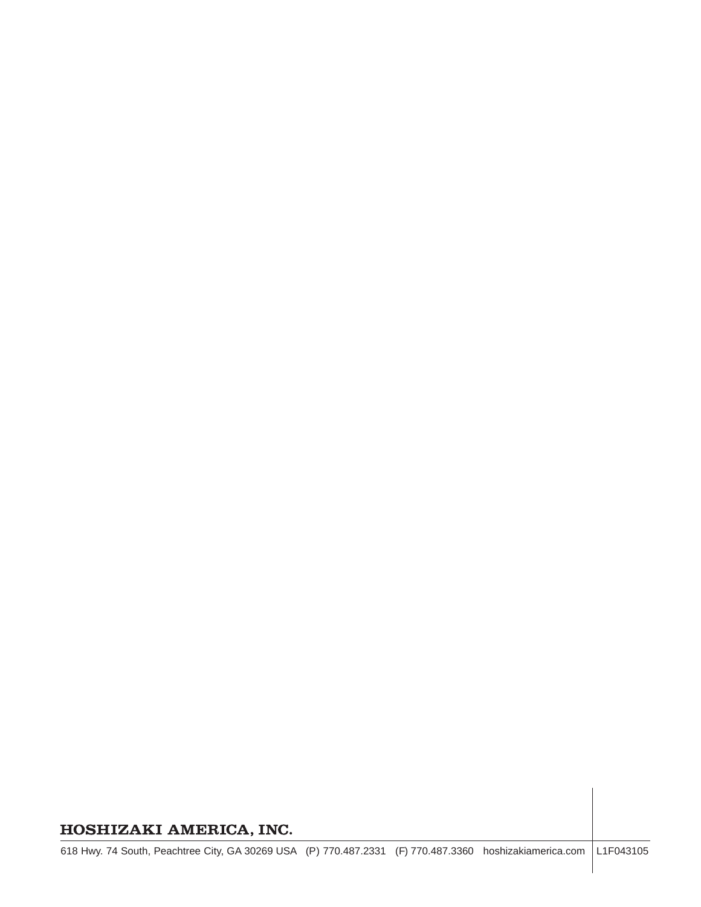**HOSHIZAKI AMERICA, INC.**

618 Hwy. 74 South, Peachtree City, GA 30269 USA (P) 770.487.2331 (F) 770.487.3360 hoshizakiamerica.com L1F043105